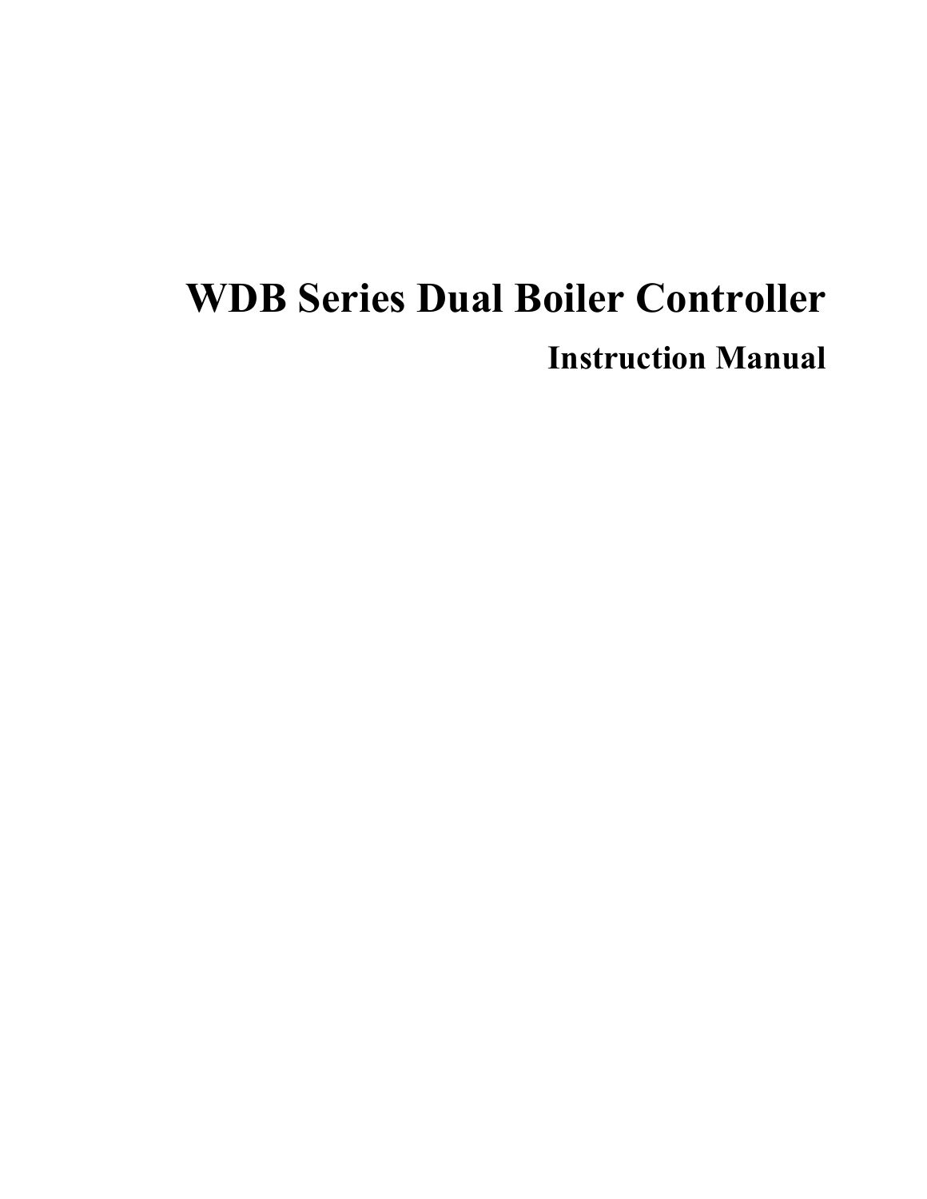# WDB Series Dual Boiler Controller

## Instruction Manual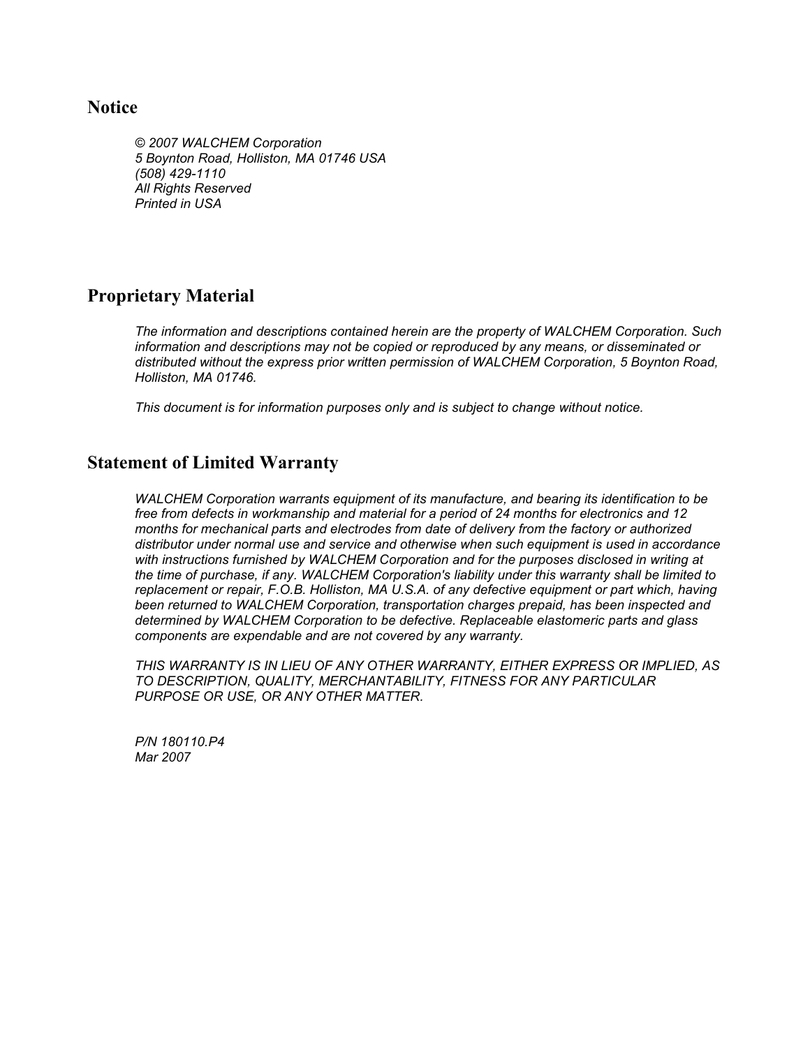## Notice

*© 2007 WALCHEM Corporation*
*5 Boynton Road, Holliston, MA 01746 USA*
*(508) 429-1110*
*All Rights Reserved*
*Printed in USA*

## Proprietary Material

*The information and descriptions contained herein are the property of WALCHEM Corporation. Such information and descriptions may not be copied or reproduced by any means, or disseminated or distributed without the express prior written permission of WALCHEM Corporation, 5 Boynton Road, Holliston, MA 01746.*

*This document is for information purposes only and is subject to change without notice.*

## Statement of Limited Warranty

*WALCHEM Corporation warrants equipment of its manufacture, and bearing its identification to be free from defects in workmanship and material for a period of 24 months for electronics and 12 months for mechanical parts and electrodes from date of delivery from the factory or authorized distributor under normal use and service and otherwise when such equipment is used in accordance with instructions furnished by WALCHEM Corporation and for the purposes disclosed in writing at the time of purchase, if any. WALCHEM Corporation's liability under this warranty shall be limited to replacement or repair, F.O.B. Holliston, MA U.S.A. of any defective equipment or part which, having been returned to WALCHEM Corporation, transportation charges prepaid, has been inspected and determined by WALCHEM Corporation to be defective. Replaceable elastomeric parts and glass components are expendable and are not covered by any warranty.*

*THIS WARRANTY IS IN LIEU OF ANY OTHER WARRANTY, EITHER EXPRESS OR IMPLIED, AS TO DESCRIPTION, QUALITY, MERCHANTABILITY, FITNESS FOR ANY PARTICULAR PURPOSE OR USE, OR ANY OTHER MATTER.*

*P/N 180110.P4*
*Mar 2007*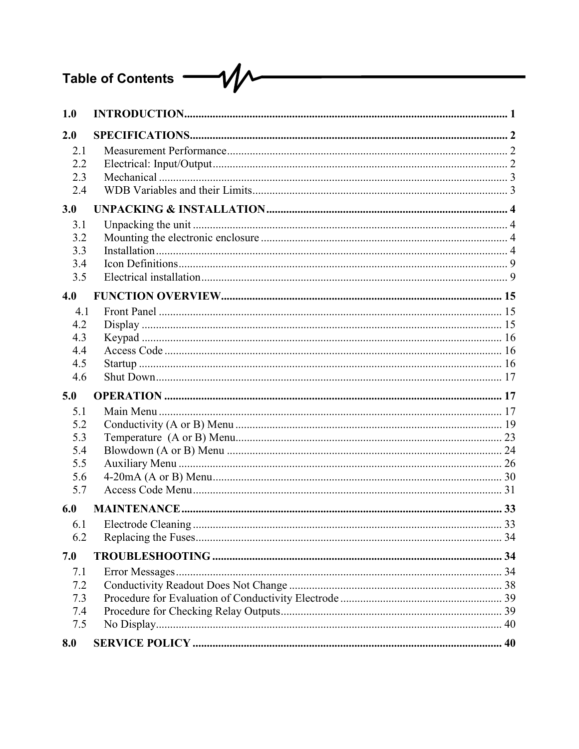# Table of Contents

| | | |
|---|---|---|
| **1.0** | **INTRODUCTION** | **1** |
| **2.0** | **SPECIFICATIONS** | **2** |
| 2.1 | Measurement Performance | 2 |
| 2.2 | Electrical: Input/Output | 2 |
| 2.3 | Mechanical | 3 |
| 2.4 | WDB Variables and their Limits | 3 |
| **3.0** | **UNPACKING & INSTALLATION** | **4** |
| 3.1 | Unpacking the unit | 4 |
| 3.2 | Mounting the electronic enclosure | 4 |
| 3.3 | Installation | 4 |
| 3.4 | Icon Definitions | 9 |
| 3.5 | Electrical installation | 9 |
| **4.0** | **FUNCTION OVERVIEW** | **15** |
| 4.1 | Front Panel | 15 |
| 4.2 | Display | 15 |
| 4.3 | Keypad | 16 |
| 4.4 | Access Code | 16 |
| 4.5 | Startup | 16 |
| 4.6 | Shut Down | 17 |
| **5.0** | **OPERATION** | **17** |
| 5.1 | Main Menu | 17 |
| 5.2 | Conductivity (A or B) Menu | 19 |
| 5.3 | Temperature (A or B) Menu | 23 |
| 5.4 | Blowdown (A or B) Menu | 24 |
| 5.5 | Auxiliary Menu | 26 |
| 5.6 | 4-20mA (A or B) Menu | 30 |
| 5.7 | Access Code Menu | 31 |
| **6.0** | **MAINTENANCE** | **33** |
| 6.1 | Electrode Cleaning | 33 |
| 6.2 | Replacing the Fuses | 34 |
| **7.0** | **TROUBLESHOOTING** | **34** |
| 7.1 | Error Messages | 34 |
| 7.2 | Conductivity Readout Does Not Change | 38 |
| 7.3 | Procedure for Evaluation of Conductivity Electrode | 39 |
| 7.4 | Procedure for Checking Relay Outputs | 39 |
| 7.5 | No Display | 40 |
| **8.0** | **SERVICE POLICY** | **40** |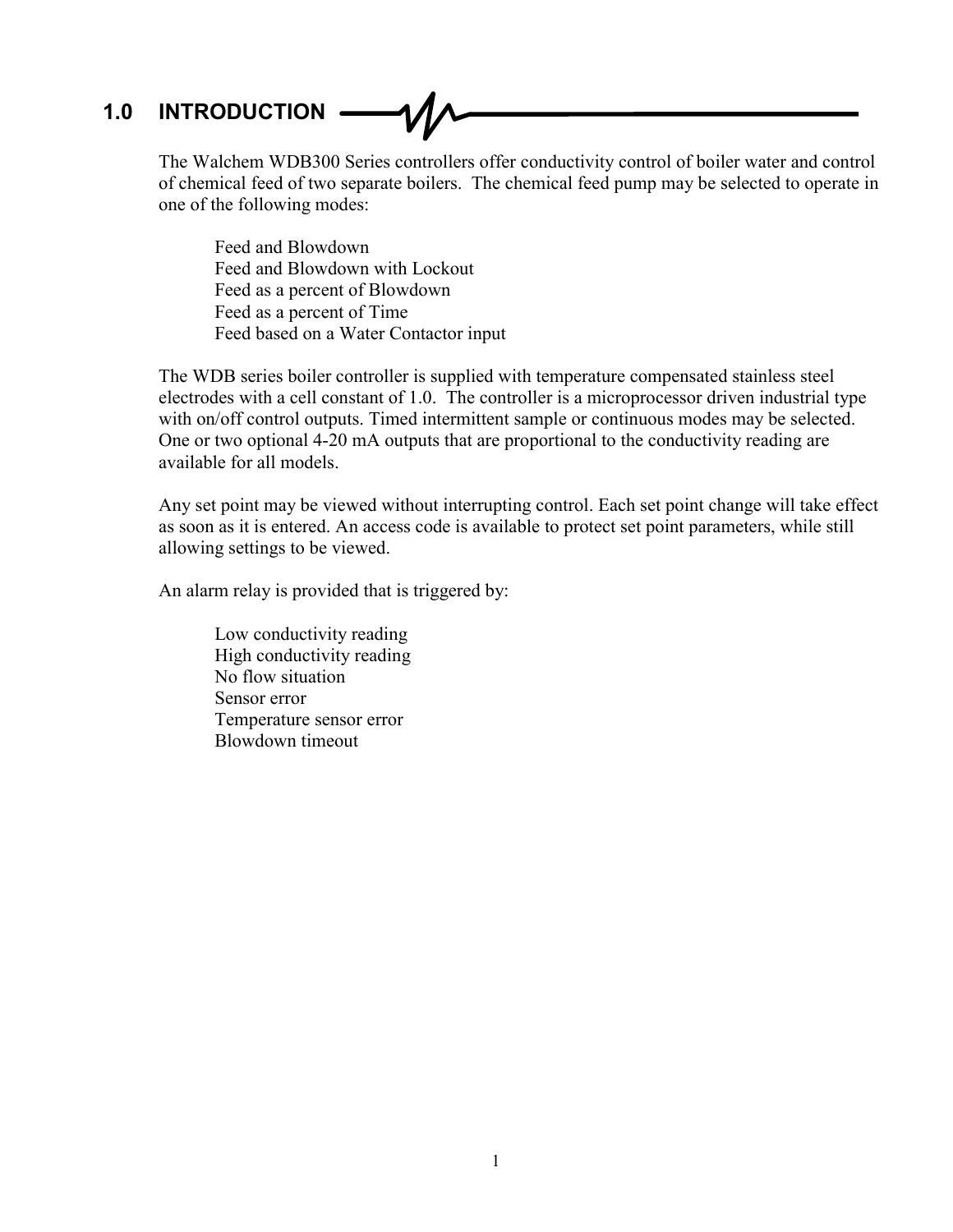# 1.0 INTRODUCTION

The Walchem WDB300 Series controllers offer conductivity control of boiler water and control of chemical feed of two separate boilers. The chemical feed pump may be selected to operate in one of the following modes:

- Feed and Blowdown
- Feed and Blowdown with Lockout
- Feed as a percent of Blowdown
- Feed as a percent of Time
- Feed based on a Water Contactor input

The WDB series boiler controller is supplied with temperature compensated stainless steel electrodes with a cell constant of 1.0. The controller is a microprocessor driven industrial type with on/off control outputs. Timed intermittent sample or continuous modes may be selected. One or two optional 4-20 mA outputs that are proportional to the conductivity reading are available for all models.

Any set point may be viewed without interrupting control. Each set point change will take effect as soon as it is entered. An access code is available to protect set point parameters, while still allowing settings to be viewed.

An alarm relay is provided that is triggered by:

- Low conductivity reading
- High conductivity reading
- No flow situation
- Sensor error
- Temperature sensor error
- Blowdown timeout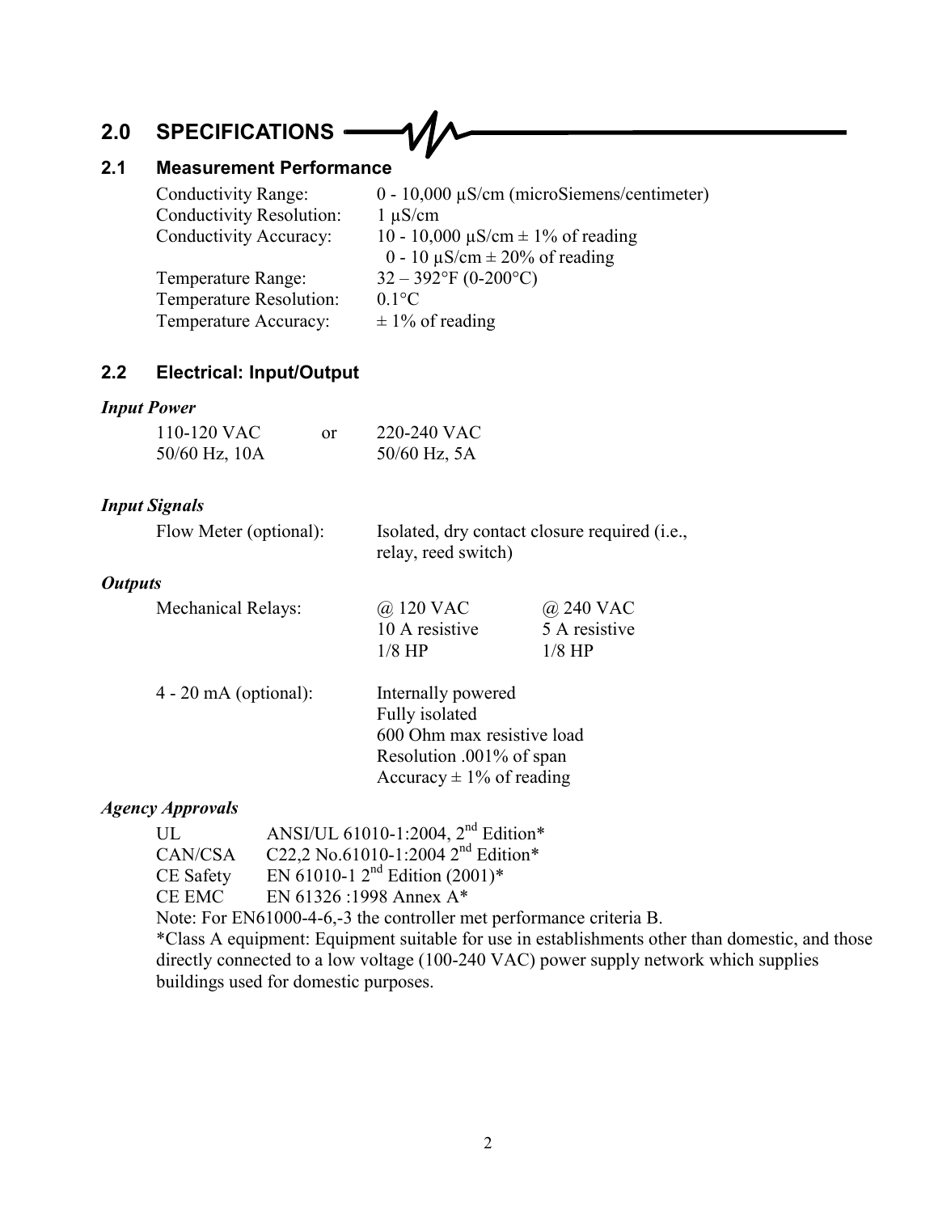# 2.0 SPECIFICATIONS

## 2.1 Measurement Performance

| | |
|---|---|
| Conductivity Range: | 0 - 10,000 µS/cm (microSiemens/centimeter) |
| Conductivity Resolution: | 1 µS/cm |
| Conductivity Accuracy: | 10 - 10,000 µS/cm ± 1% of reading<br>0 - 10 µS/cm ± 20% of reading |
| Temperature Range: | 32 – 392°F (0-200°C) |
| Temperature Resolution: | 0.1°C |
| Temperature Accuracy: | ± 1% of reading |

## 2.2 Electrical: Input/Output

***Input Power***

| | | |
|---|---|---|
| 110-120 VAC<br>50/60 Hz, 10A | or | 220-240 VAC<br>50/60 Hz, 5A |

***Input Signals***

Flow Meter (optional): Isolated, dry contact closure required (i.e., relay, reed switch)

***Outputs***

| | | |
|---|---|---|
| Mechanical Relays: | @ 120 VAC | @ 240 VAC |
| | 10 A resistive | 5 A resistive |
| | 1/8 HP | 1/8 HP |

4 - 20 mA (optional):
- Internally powered
- Fully isolated
- 600 Ohm max resistive load
- Resolution .001% of span
- Accuracy ± 1% of reading

***Agency Approvals***

| | |
|---|---|
| UL | ANSI/UL 61010-1:2004, $2^{nd}$ Edition* |
| CAN/CSA | C22,2 No.61010-1:2004 $2^{nd}$ Edition* |
| CE Safety | EN 61010-1 $2^{nd}$ Edition (2001)* |
| CE EMC | EN 61326 :1998 Annex A* |

Note: For EN61000-4-6,-3 the controller met performance criteria B.

*Class A equipment: Equipment suitable for use in establishments other than domestic, and those directly connected to a low voltage (100-240 VAC) power supply network which supplies buildings used for domestic purposes.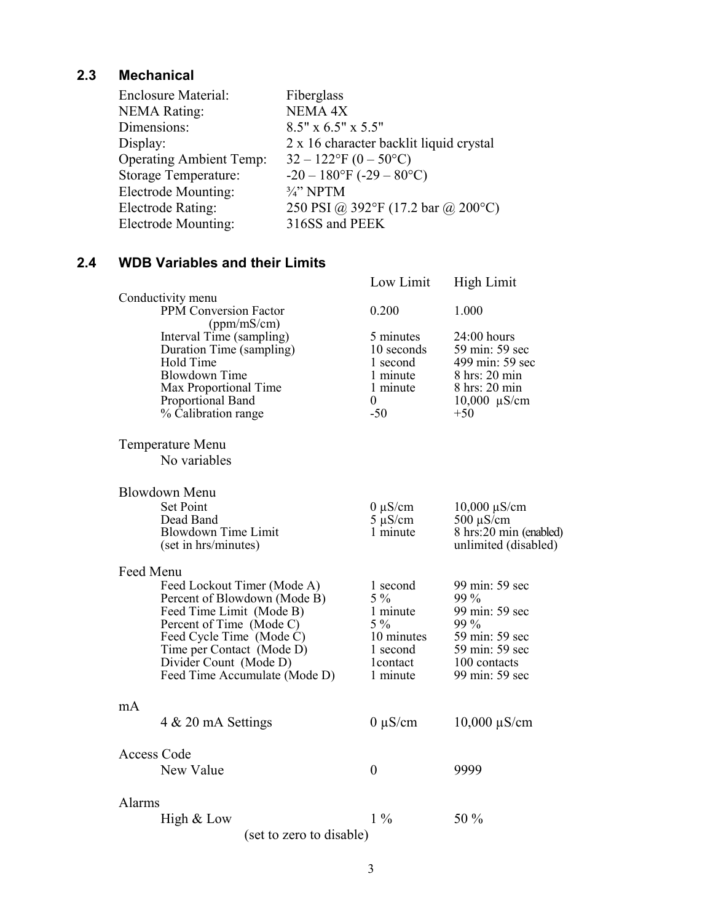## 2.3 Mechanical

| | |
|---|---|
| Enclosure Material: | Fiberglass |
| NEMA Rating: | NEMA 4X |
| Dimensions: | 8.5" x 6.5" x 5.5" |
| Display: | 2 x 16 character backlit liquid crystal |
| Operating Ambient Temp: | 32 – 122°F (0 – 50°C) |
| Storage Temperature: | -20 – 180°F (-29 – 80°C) |
| Electrode Mounting: | ¾" NPTM |
| Electrode Rating: | 250 PSI @ 392°F (17.2 bar @ 200°C) |
| Electrode Mounting: | 316SS and PEEK |

## 2.4 WDB Variables and their Limits

| | Low Limit | High Limit |
|---|---|---|
| **Conductivity menu** | | |
| PPM Conversion Factor (ppm/mS/cm) | 0.200 | 1.000 |
| Interval Time (sampling) | 5 minutes | 24:00 hours |
| Duration Time (sampling) | 10 seconds | 59 min: 59 sec |
| Hold Time | 1 second | 499 min: 59 sec |
| Blowdown Time | 1 minute | 8 hrs: 20 min |
| Max Proportional Time | 1 minute | 8 hrs: 20 min |
| Proportional Band | 0 | 10,000 µS/cm |
| % Calibration range | -50 | +50 |
| **Temperature Menu** | | |
| No variables | | |
| **Blowdown Menu** | | |
| Set Point | 0 µS/cm | 10,000 µS/cm |
| Dead Band | 5 µS/cm | 500 µS/cm |
| Blowdown Time Limit (set in hrs/minutes) | 1 minute | 8 hrs:20 min (enabled) unlimited (disabled) |
| **Feed Menu** | | |
| Feed Lockout Timer (Mode A) | 1 second | 99 min: 59 sec |
| Percent of Blowdown (Mode B) | 5 % | 99 % |
| Feed Time Limit (Mode B) | 1 minute | 99 min: 59 sec |
| Percent of Time (Mode C) | 5 % | 99 % |
| Feed Cycle Time (Mode C) | 10 minutes | 59 min: 59 sec |
| Time per Contact (Mode D) | 1 second | 59 min: 59 sec |
| Divider Count (Mode D) | 1contact | 100 contacts |
| Feed Time Accumulate (Mode D) | 1 minute | 99 min: 59 sec |
| **mA** | | |
| 4 & 20 mA Settings | 0 µS/cm | 10,000 µS/cm |
| **Access Code** | | |
| New Value | 0 | 9999 |
| **Alarms** | | |
| High & Low (set to zero to disable) | 1 % | 50 % |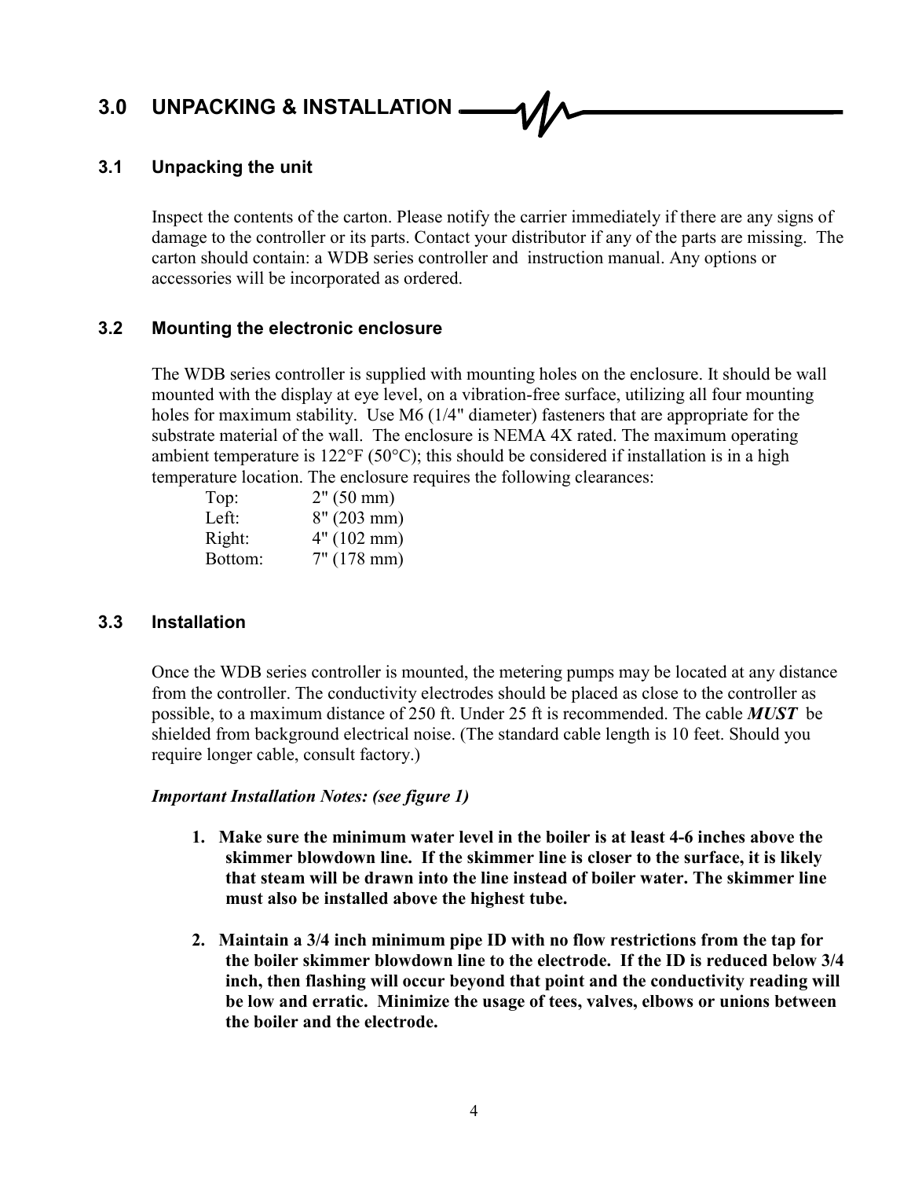# 3.0 UNPACKING & INSTALLATION

## 3.1 Unpacking the unit

Inspect the contents of the carton. Please notify the carrier immediately if there are any signs of damage to the controller or its parts. Contact your distributor if any of the parts are missing. The carton should contain: a WDB series controller and instruction manual. Any options or accessories will be incorporated as ordered.

## 3.2 Mounting the electronic enclosure

The WDB series controller is supplied with mounting holes on the enclosure. It should be wall mounted with the display at eye level, on a vibration-free surface, utilizing all four mounting holes for maximum stability. Use M6 (1/4" diameter) fasteners that are appropriate for the substrate material of the wall. The enclosure is NEMA 4X rated. The maximum operating ambient temperature is 122°F (50°C); this should be considered if installation is in a high temperature location. The enclosure requires the following clearances:

| | |
|---|---|
| Top: | 2" (50 mm) |
| Left: | 8" (203 mm) |
| Right: | 4" (102 mm) |
| Bottom: | 7" (178 mm) |

## 3.3 Installation

Once the WDB series controller is mounted, the metering pumps may be located at any distance from the controller. The conductivity electrodes should be placed as close to the controller as possible, to a maximum distance of 250 ft. Under 25 ft is recommended. The cable ***MUST*** be shielded from background electrical noise. (The standard cable length is 10 feet. Should you require longer cable, consult factory.)

***Important Installation Notes: (see figure 1)***

1. **Make sure the minimum water level in the boiler is at least 4-6 inches above the skimmer blowdown line. If the skimmer line is closer to the surface, it is likely that steam will be drawn into the line instead of boiler water. The skimmer line must also be installed above the highest tube.**

2. **Maintain a 3/4 inch minimum pipe ID with no flow restrictions from the tap for the boiler skimmer blowdown line to the electrode. If the ID is reduced below 3/4 inch, then flashing will occur beyond that point and the conductivity reading will be low and erratic. Minimize the usage of tees, valves, elbows or unions between the boiler and the electrode.**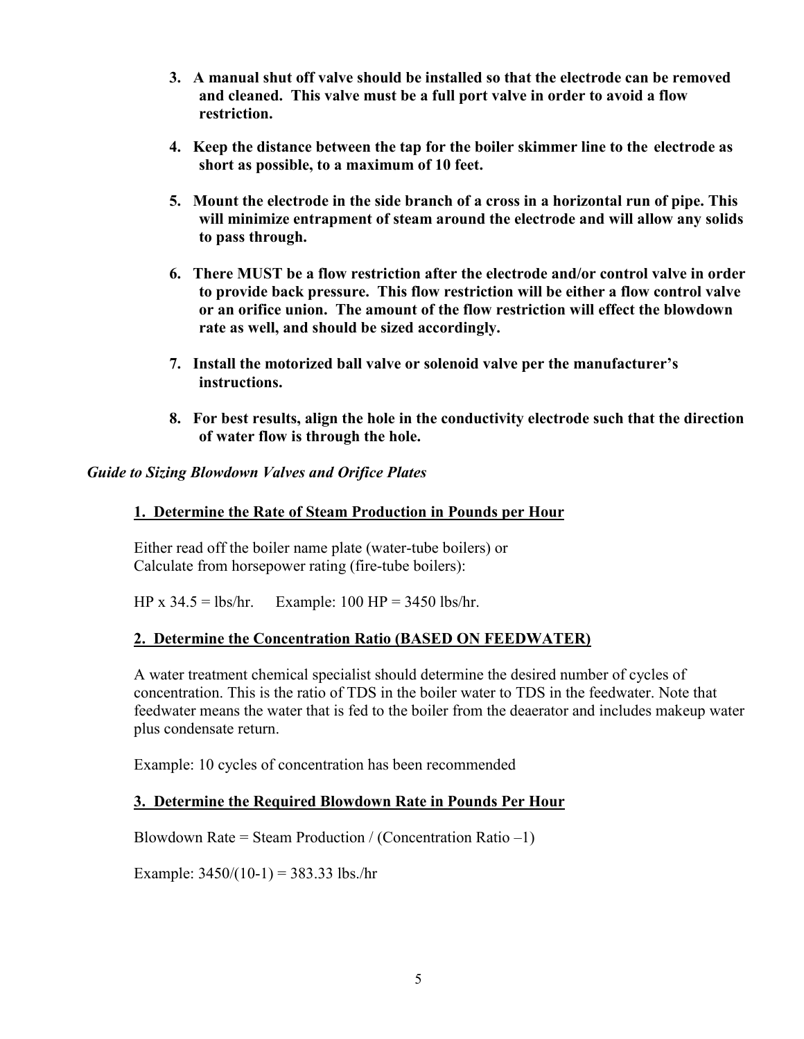3. **A manual shut off valve should be installed so that the electrode can be removed and cleaned. This valve must be a full port valve in order to avoid a flow restriction.**

4. **Keep the distance between the tap for the boiler skimmer line to the electrode as short as possible, to a maximum of 10 feet.**

5. **Mount the electrode in the side branch of a cross in a horizontal run of pipe. This will minimize entrapment of steam around the electrode and will allow any solids to pass through.**

6. **There MUST be a flow restriction after the electrode and/or control valve in order to provide back pressure. This flow restriction will be either a flow control valve or an orifice union. The amount of the flow restriction will effect the blowdown rate as well, and should be sized accordingly.**

7. **Install the motorized ball valve or solenoid valve per the manufacturer's instructions.**

8. **For best results, align the hole in the conductivity electrode such that the direction of water flow is through the hole.**

### *Guide to Sizing Blowdown Valves and Orifice Plates*

#### 1. Determine the Rate of Steam Production in Pounds per Hour

Either read off the boiler name plate (water-tube boilers) or
Calculate from horsepower rating (fire-tube boilers):

HP x 34.5 = lbs/hr. Example: 100 HP = 3450 lbs/hr.

#### 2. Determine the Concentration Ratio (BASED ON FEEDWATER)

A water treatment chemical specialist should determine the desired number of cycles of concentration. This is the ratio of TDS in the boiler water to TDS in the feedwater. Note that feedwater means the water that is fed to the boiler from the deaerator and includes makeup water plus condensate return.

Example: 10 cycles of concentration has been recommended

#### 3. Determine the Required Blowdown Rate in Pounds Per Hour

Blowdown Rate = Steam Production / (Concentration Ratio –1)

Example: 3450/(10-1) = 383.33 lbs./hr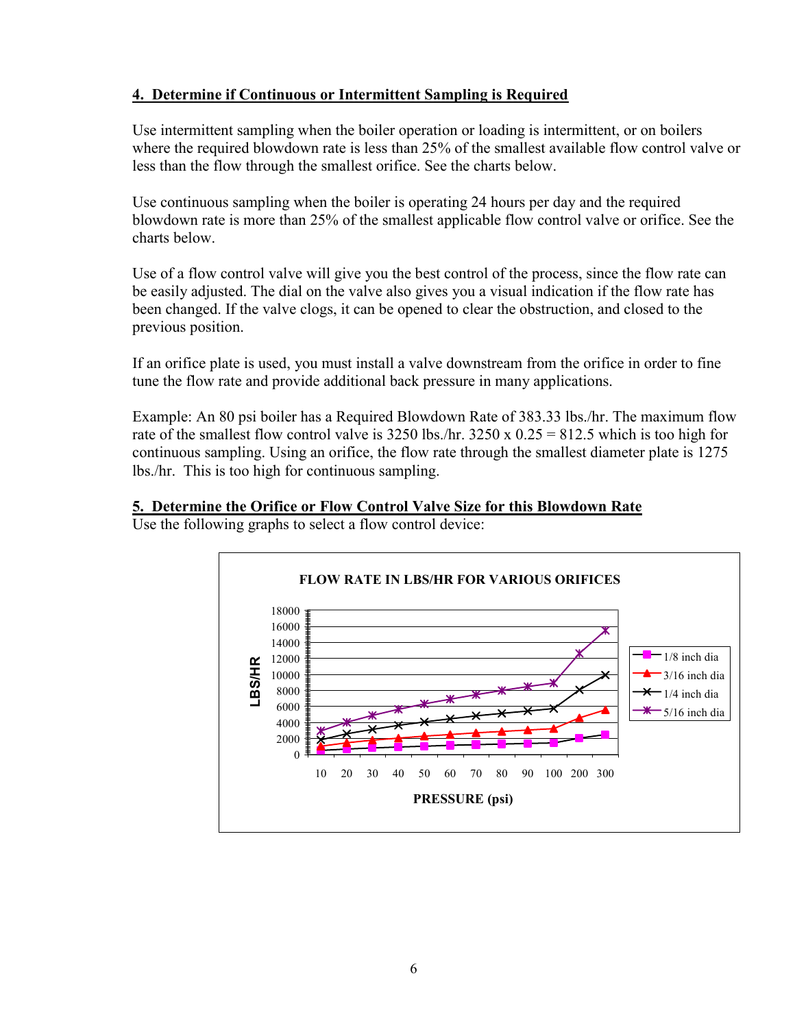## 4. Determine if Continuous or Intermittent Sampling is Required

Use intermittent sampling when the boiler operation or loading is intermittent, or on boilers where the required blowdown rate is less than 25% of the smallest available flow control valve or less than the flow through the smallest orifice. See the charts below.

Use continuous sampling when the boiler is operating 24 hours per day and the required blowdown rate is more than 25% of the smallest applicable flow control valve or orifice. See the charts below.

Use of a flow control valve will give you the best control of the process, since the flow rate can be easily adjusted. The dial on the valve also gives you a visual indication if the flow rate has been changed. If the valve clogs, it can be opened to clear the obstruction, and closed to the previous position.

If an orifice plate is used, you must install a valve downstream from the orifice in order to fine tune the flow rate and provide additional back pressure in many applications.

Example: An 80 psi boiler has a Required Blowdown Rate of 383.33 lbs./hr. The maximum flow rate of the smallest flow control valve is 3250 lbs./hr. 3250 x 0.25 = 812.5 which is too high for continuous sampling. Using an orifice, the flow rate through the smallest diameter plate is 1275 lbs./hr. This is too high for continuous sampling.

## 5. Determine the Orifice or Flow Control Valve Size for this Blowdown Rate

Use the following graphs to select a flow control device:

**FLOW RATE IN LBS/HR FOR VARIOUS ORIFICES**

(Chart: LBS/HR vs. PRESSURE (psi) at 10, 20, 30, 40, 50, 60, 70, 80, 90, 100, 200, 300; series: 1/8 inch dia, 3/16 inch dia, 1/4 inch dia, 5/16 inch dia)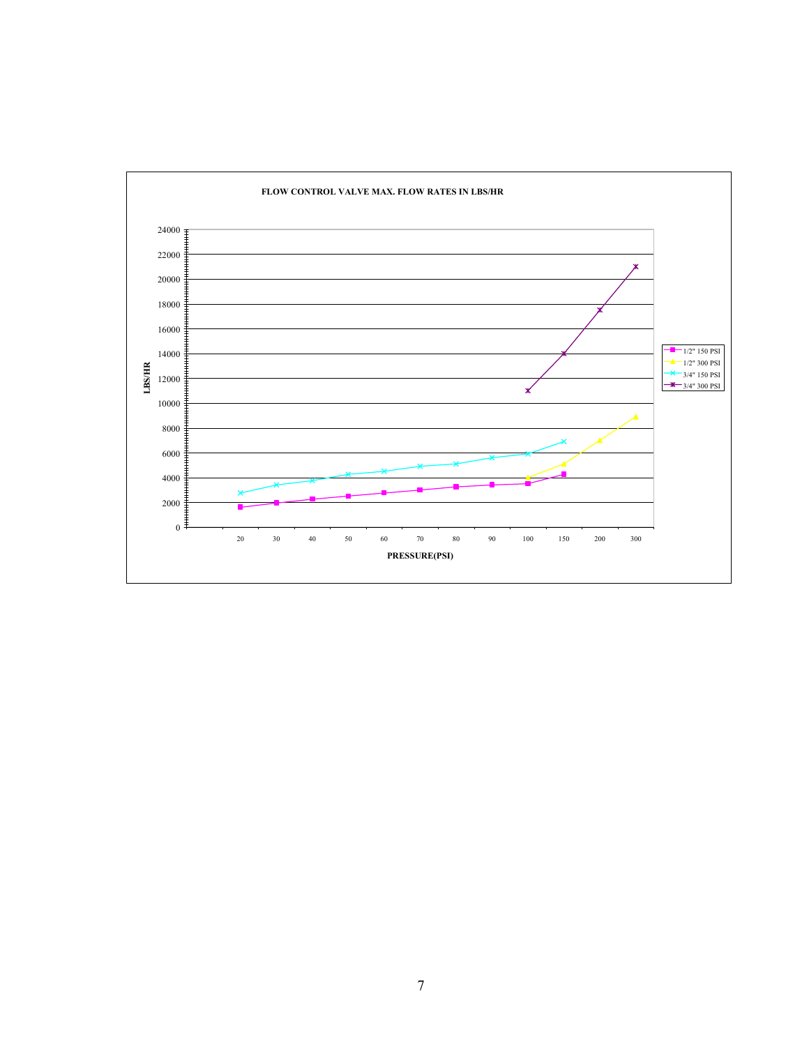**FLOW CONTROL VALVE MAX. FLOW RATES IN LBS/HR**

LBS/HR

PRESSURE(PSI)

1/2" 150 PSI
1/2" 300 PSI
3/4" 150 PSI
3/4" 300 PSI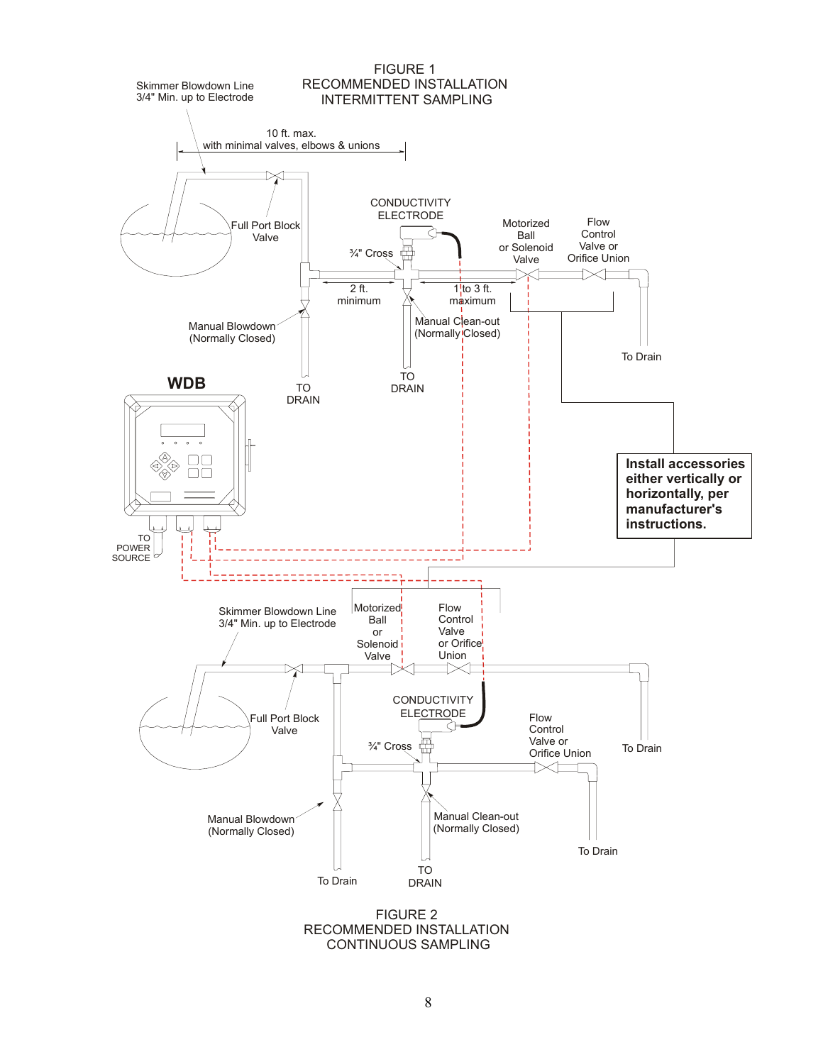FIGURE 1
RECOMMENDED INSTALLATION
INTERMITTENT SAMPLING

Skimmer Blowdown Line
3/4" Min. up to Electrode

10 ft. max.
with minimal valves, elbows & unions

Full Port Block Valve

CONDUCTIVITY ELECTRODE

¾" Cross

Motorized Ball or Solenoid Valve

Flow Control Valve or Orifice Union

2 ft. minimum

1 to 3 ft. maximum

Manual Blowdown (Normally Closed)

Manual Clean-out (Normally Closed)

To Drain

TO DRAIN

TO DRAIN

WDB

TO POWER SOURCE

**Install accessories either vertically or horizontally, per manufacturer's instructions.**

Skimmer Blowdown Line
3/4" Min. up to Electrode

Motorized Ball or Solenoid Valve

Flow Control Valve or Orifice Union

Full Port Block Valve

CONDUCTIVITY ELECTRODE

¾" Cross

Flow Control Valve or Orifice Union

To Drain

Manual Blowdown (Normally Closed)

Manual Clean-out (Normally Closed)

To Drain

To Drain

TO DRAIN

FIGURE 2
RECOMMENDED INSTALLATION
CONTINUOUS SAMPLING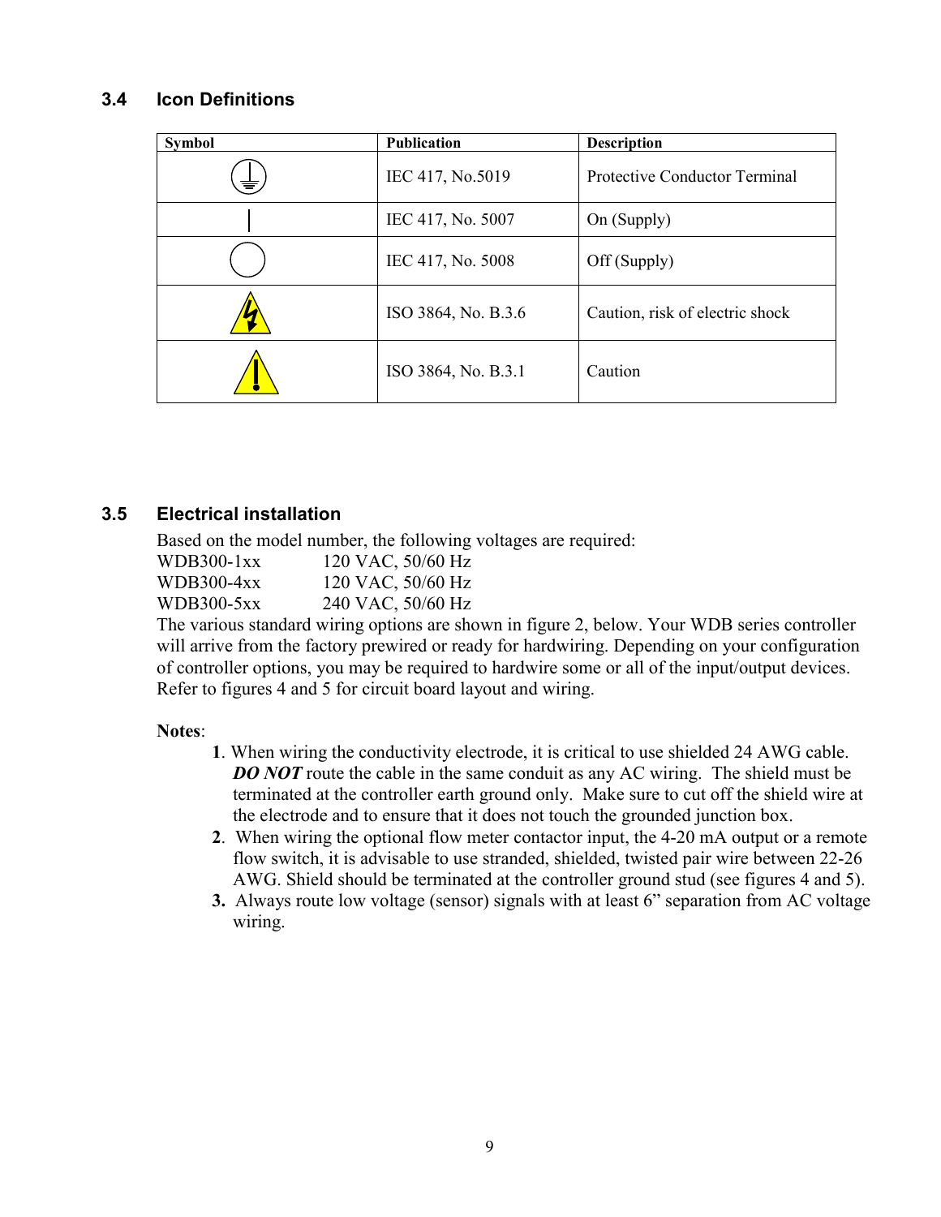## 3.4 Icon Definitions

| Symbol | Publication | Description |
|---|---|---|
| ⏚ | IEC 417, No.5019 | Protective Conductor Terminal |
| \| | IEC 417, No. 5007 | On (Supply) |
| ○ | IEC 417, No. 5008 | Off (Supply) |
| ⚡ | ISO 3864, No. B.3.6 | Caution, risk of electric shock |
| ⚠ | ISO 3864, No. B.3.1 | Caution |

## 3.5 Electrical installation

Based on the model number, the following voltages are required:

WDB300-1xx 120 VAC, 50/60 Hz
WDB300-4xx 120 VAC, 50/60 Hz
WDB300-5xx 240 VAC, 50/60 Hz

The various standard wiring options are shown in figure 2, below. Your WDB series controller will arrive from the factory prewired or ready for hardwiring. Depending on your configuration of controller options, you may be required to hardwire some or all of the input/output devices. Refer to figures 4 and 5 for circuit board layout and wiring.

**Notes**:

**1**. When wiring the conductivity electrode, it is critical to use shielded 24 AWG cable. ***DO NOT*** route the cable in the same conduit as any AC wiring. The shield must be terminated at the controller earth ground only. Make sure to cut off the shield wire at the electrode and to ensure that it does not touch the grounded junction box.

**2**. When wiring the optional flow meter contactor input, the 4-20 mA output or a remote flow switch, it is advisable to use stranded, shielded, twisted pair wire between 22-26 AWG. Shield should be terminated at the controller ground stud (see figures 4 and 5).

**3.** Always route low voltage (sensor) signals with at least 6" separation from AC voltage wiring.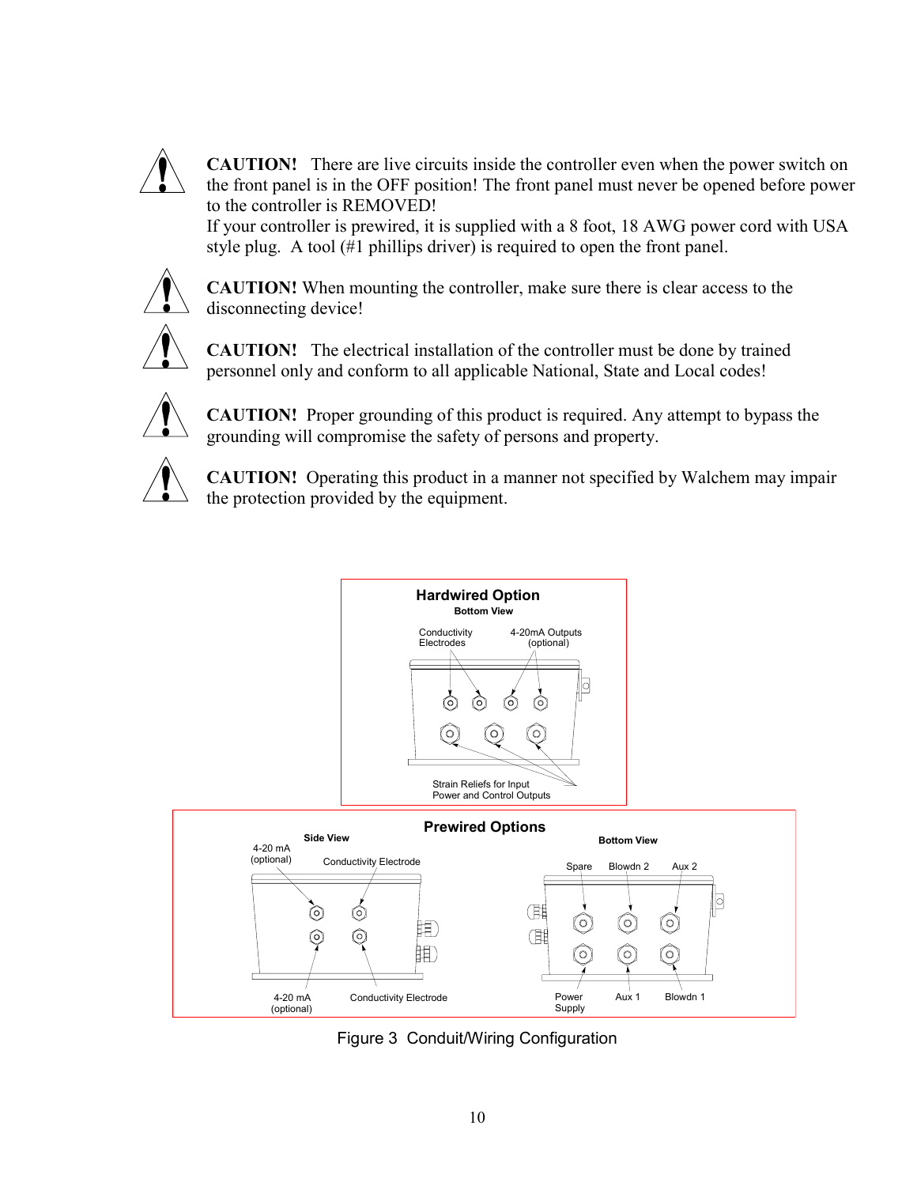**CAUTION!** There are live circuits inside the controller even when the power switch on the front panel is in the OFF position! The front panel must never be opened before power to the controller is REMOVED!
If your controller is prewired, it is supplied with a 8 foot, 18 AWG power cord with USA style plug. A tool (#1 phillips driver) is required to open the front panel.

**CAUTION!** When mounting the controller, make sure there is clear access to the disconnecting device!

**CAUTION!** The electrical installation of the controller must be done by trained personnel only and conform to all applicable National, State and Local codes!

**CAUTION!** Proper grounding of this product is required. Any attempt to bypass the grounding will compromise the safety of persons and property.

**CAUTION!** Operating this product in a manner not specified by Walchem may impair the protection provided by the equipment.

**Hardwired Option**
Bottom View

Conductivity Electrodes
4-20mA Outputs (optional)
Strain Reliefs for Input Power and Control Outputs

**Prewired Options**

Side View
4-20 mA (optional)
Conductivity Electrode
4-20 mA (optional)
Conductivity Electrode

Bottom View
Spare
Blowdn 2
Aux 2
Power Supply
Aux 1
Blowdn 1

Figure 3 Conduit/Wiring Configuration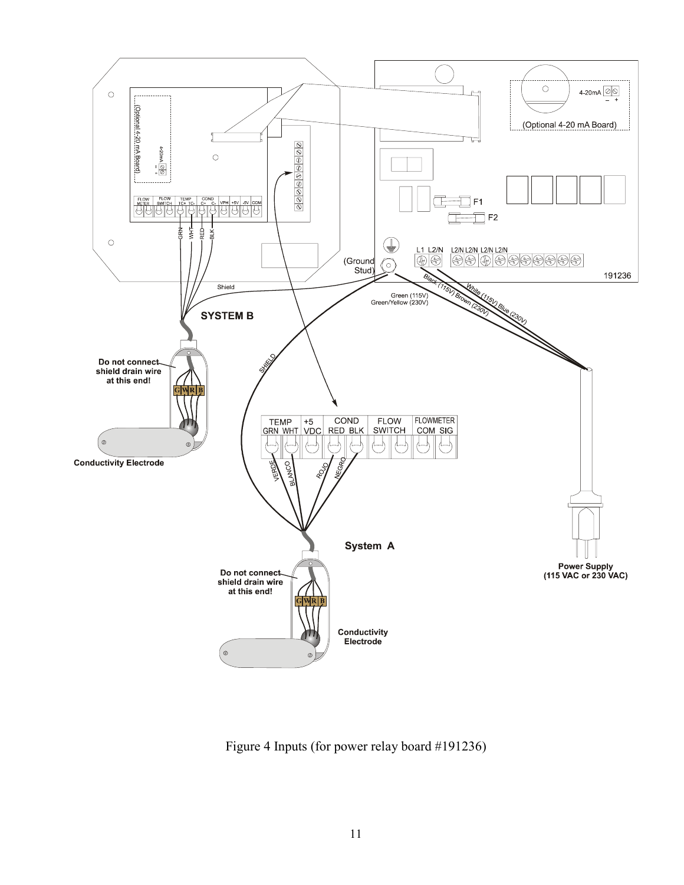Figure 4 Inputs (for power relay board #191236)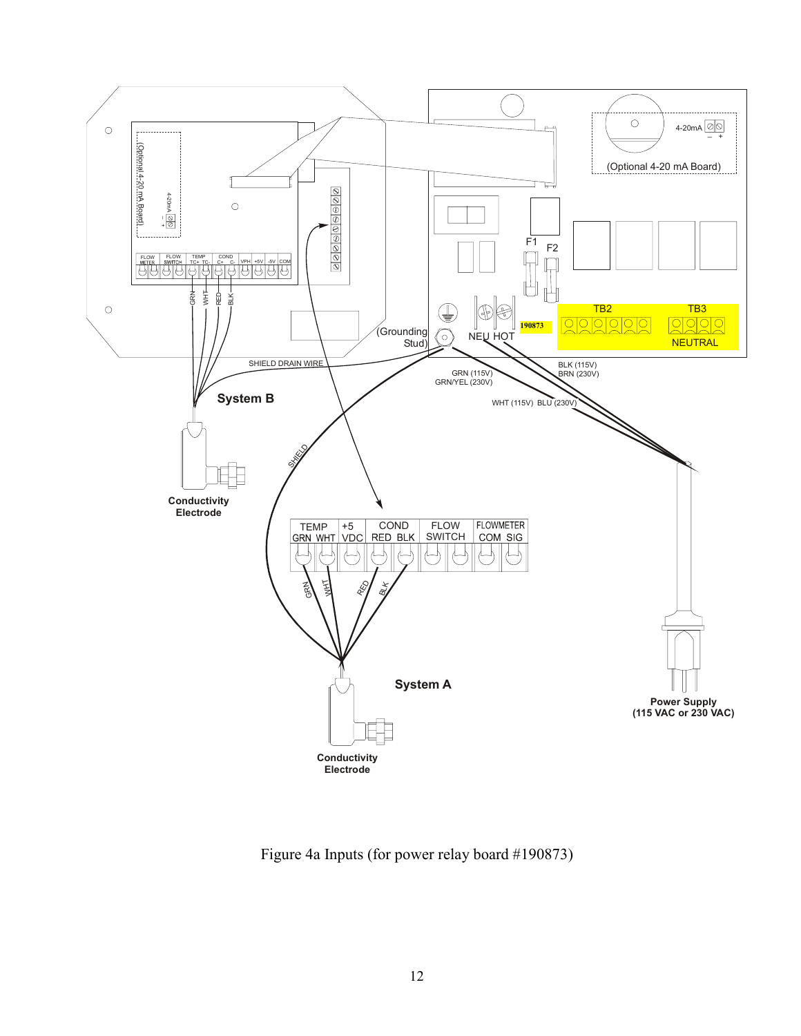Figure 4a Inputs (for power relay board #190873)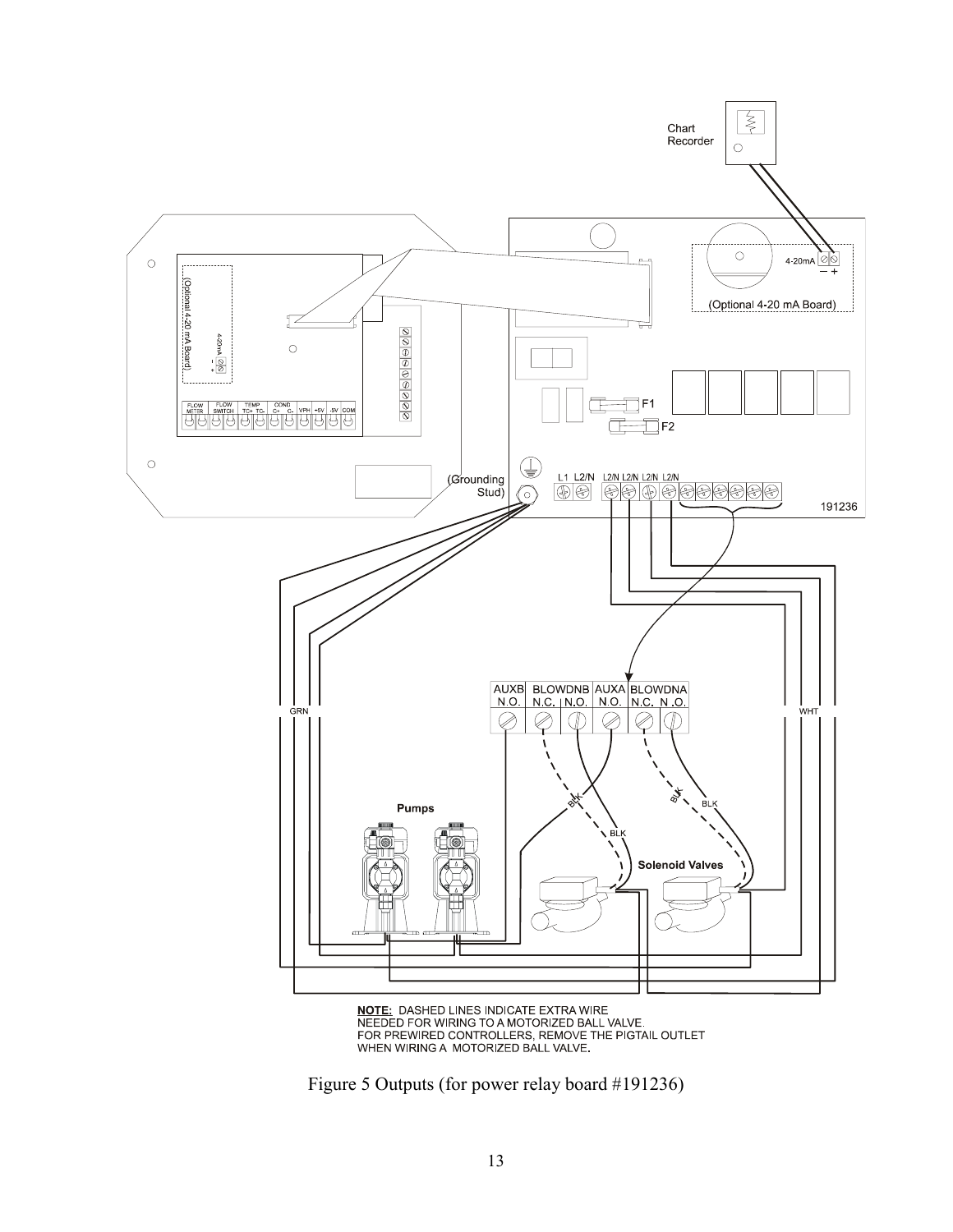NOTE: DASHED LINES INDICATE EXTRA WIRE NEEDED FOR WIRING TO A MOTORIZED BALL VALVE. FOR PREWIRED CONTROLLERS, REMOVE THE PIGTAIL OUTLET WHEN WIRING A MOTORIZED BALL VALVE.

Figure 5 Outputs (for power relay board #191236)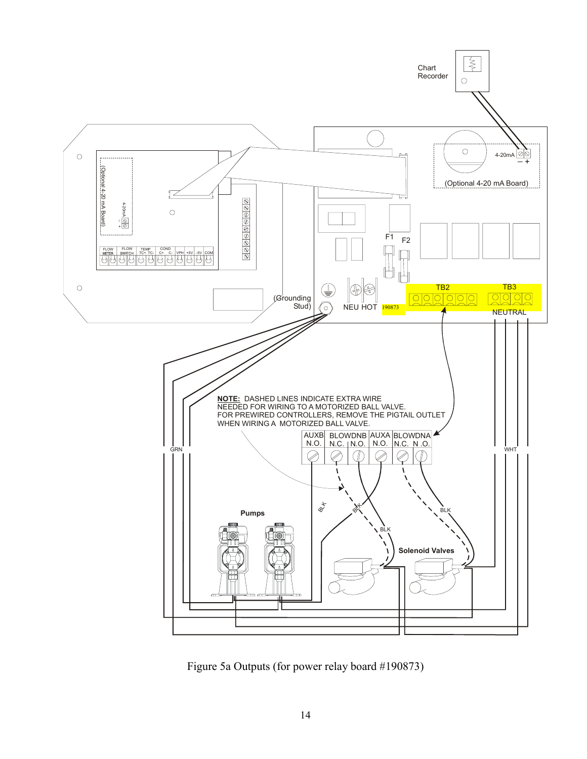**NOTE:** DASHED LINES INDICATE EXTRA WIRE NEEDED FOR WIRING TO A MOTORIZED BALL VALVE. FOR PREWIRED CONTROLLERS, REMOVE THE PIGTAIL OUTLET WHEN WIRING A MOTORIZED BALL VALVE.

Figure 5a Outputs (for power relay board #190873)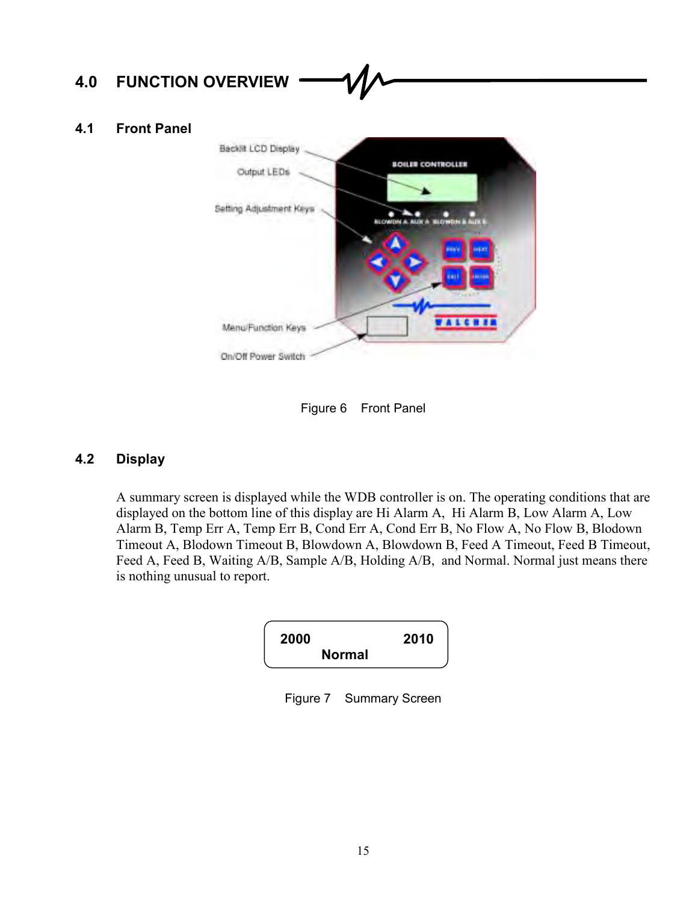# 4.0 FUNCTION OVERVIEW

## 4.1 Front Panel

Figure 6 Front Panel

## 4.2 Display

A summary screen is displayed while the WDB controller is on. The operating conditions that are displayed on the bottom line of this display are Hi Alarm A, Hi Alarm B, Low Alarm A, Low Alarm B, Temp Err A, Temp Err B, Cond Err A, Cond Err B, No Flow A, No Flow B, Blodown Timeout A, Blodown Timeout B, Blowdown A, Blowdown B, Feed A Timeout, Feed B Timeout, Feed A, Feed B, Waiting A/B, Sample A/B, Holding A/B, and Normal. Normal just means there is nothing unusual to report.

```
2000                2010
        Normal
```

Figure 7 Summary Screen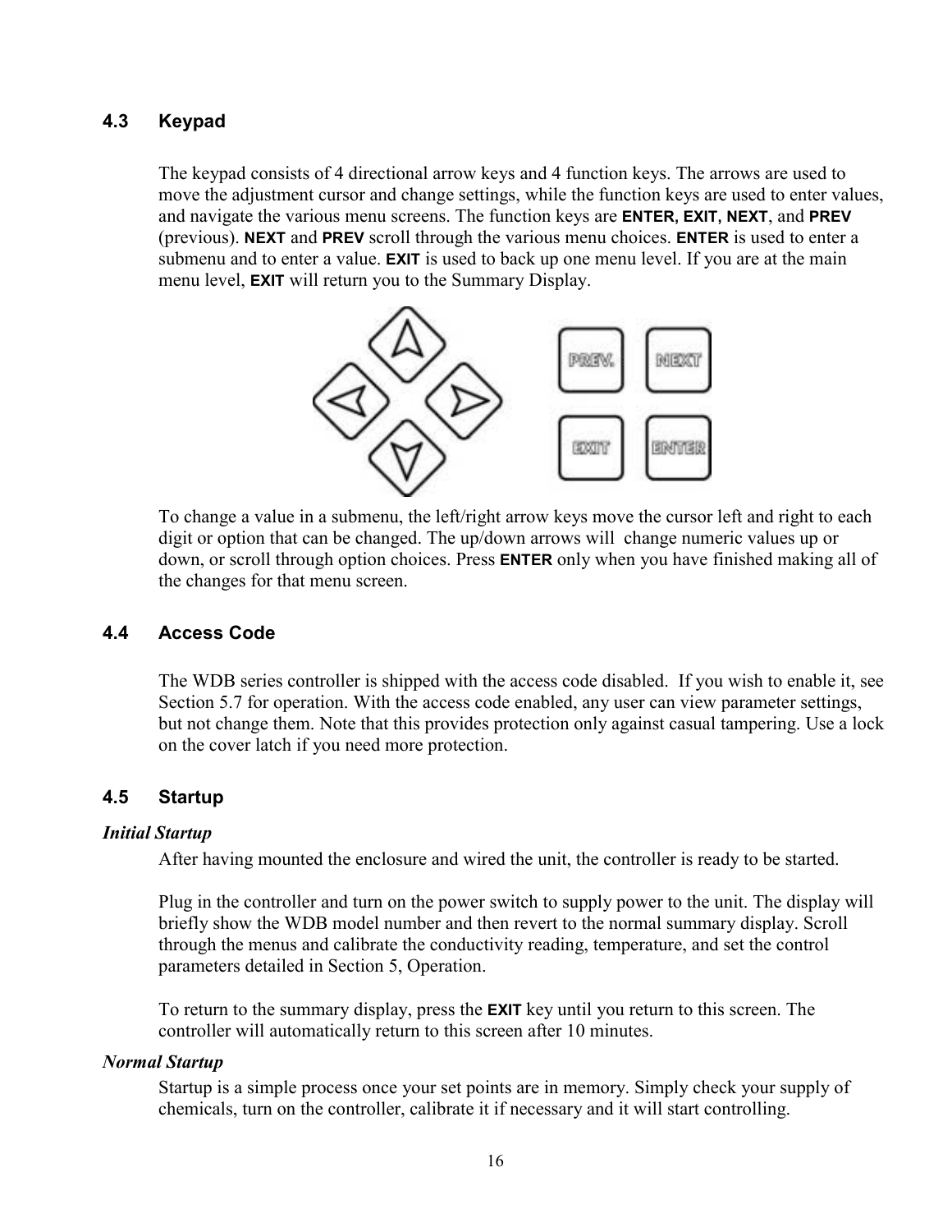## 4.3 Keypad

The keypad consists of 4 directional arrow keys and 4 function keys. The arrows are used to move the adjustment cursor and change settings, while the function keys are used to enter values, and navigate the various menu screens. The function keys are **ENTER**, **EXIT**, **NEXT**, and **PREV** (previous). **NEXT** and **PREV** scroll through the various menu choices. **ENTER** is used to enter a submenu and to enter a value. **EXIT** is used to back up one menu level. If you are at the main menu level, **EXIT** will return you to the Summary Display.

To change a value in a submenu, the left/right arrow keys move the cursor left and right to each digit or option that can be changed. The up/down arrows will change numeric values up or down, or scroll through option choices. Press **ENTER** only when you have finished making all of the changes for that menu screen.

## 4.4 Access Code

The WDB series controller is shipped with the access code disabled. If you wish to enable it, see Section 5.7 for operation. With the access code enabled, any user can view parameter settings, but not change them. Note that this provides protection only against casual tampering. Use a lock on the cover latch if you need more protection.

## 4.5 Startup

***Initial Startup***

After having mounted the enclosure and wired the unit, the controller is ready to be started.

Plug in the controller and turn on the power switch to supply power to the unit. The display will briefly show the WDB model number and then revert to the normal summary display. Scroll through the menus and calibrate the conductivity reading, temperature, and set the control parameters detailed in Section 5, Operation.

To return to the summary display, press the **EXIT** key until you return to this screen. The controller will automatically return to this screen after 10 minutes.

***Normal Startup***

Startup is a simple process once your set points are in memory. Simply check your supply of chemicals, turn on the controller, calibrate it if necessary and it will start controlling.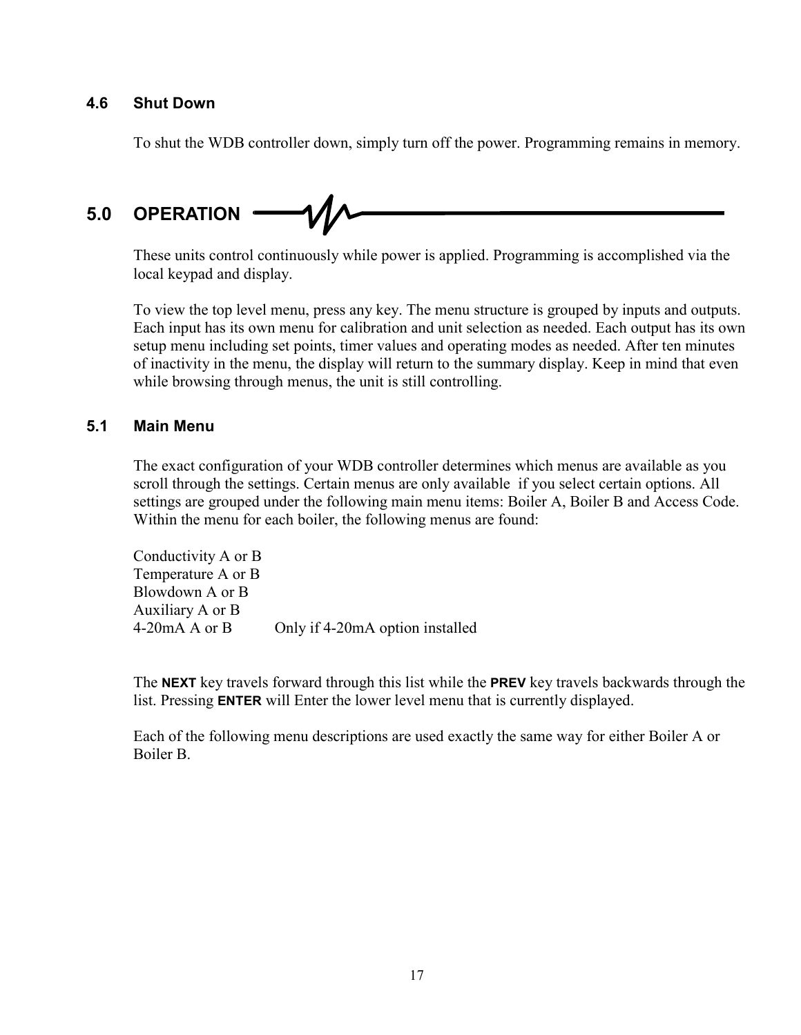### 4.6 Shut Down

To shut the WDB controller down, simply turn off the power. Programming remains in memory.

## 5.0 OPERATION

These units control continuously while power is applied. Programming is accomplished via the local keypad and display.

To view the top level menu, press any key. The menu structure is grouped by inputs and outputs. Each input has its own menu for calibration and unit selection as needed. Each output has its own setup menu including set points, timer values and operating modes as needed. After ten minutes of inactivity in the menu, the display will return to the summary display. Keep in mind that even while browsing through menus, the unit is still controlling.

### 5.1 Main Menu

The exact configuration of your WDB controller determines which menus are available as you scroll through the settings. Certain menus are only available if you select certain options. All settings are grouped under the following main menu items: Boiler A, Boiler B and Access Code. Within the menu for each boiler, the following menus are found:

Conductivity A or B
Temperature A or B
Blowdown A or B
Auxiliary A or B
4-20mA A or B    Only if 4-20mA option installed

The **NEXT** key travels forward through this list while the **PREV** key travels backwards through the list. Pressing **ENTER** will Enter the lower level menu that is currently displayed.

Each of the following menu descriptions are used exactly the same way for either Boiler A or Boiler B.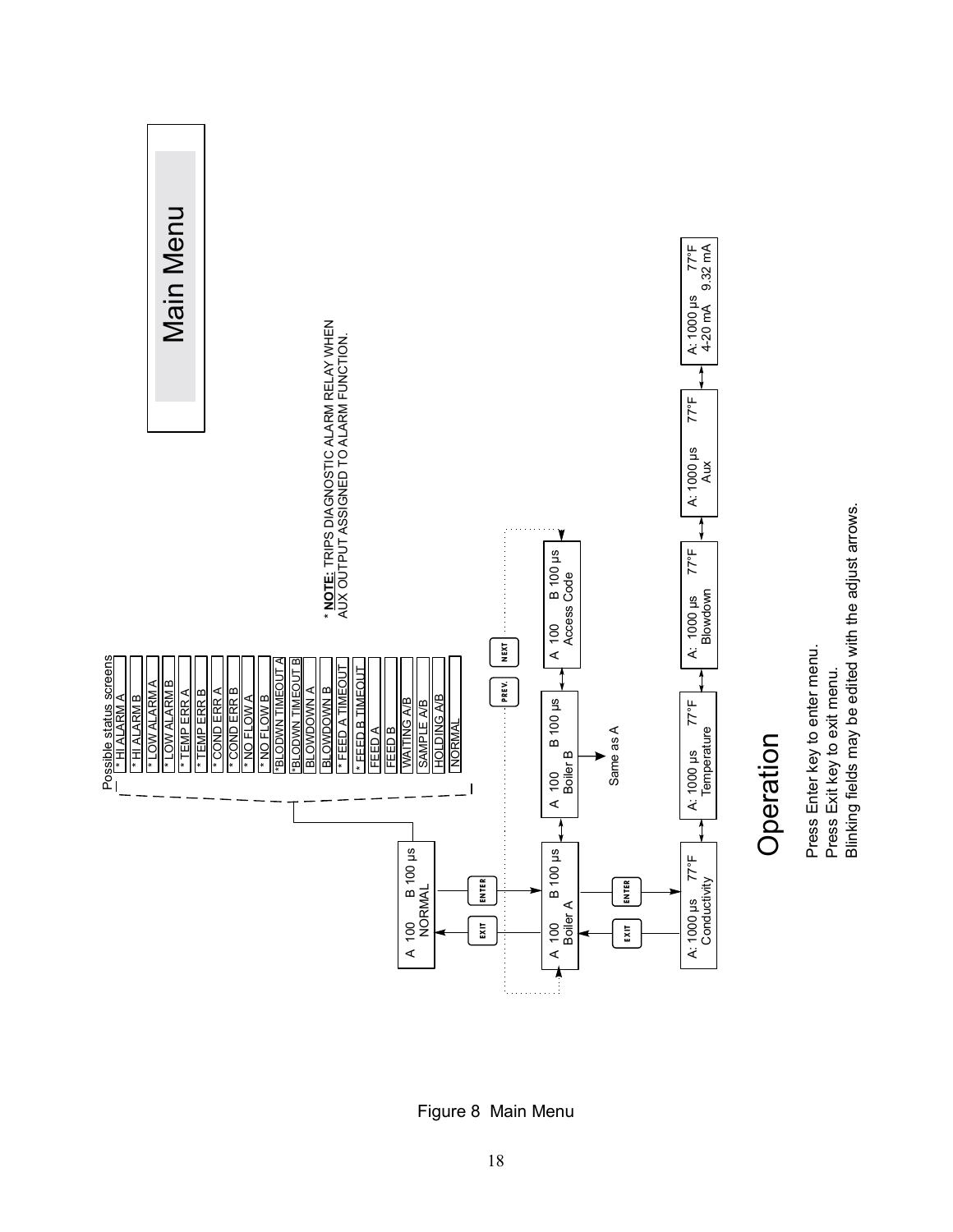# Main Menu

Possible status screens

- * HI ALARM A
- * HI ALARM B
- * LOW ALARM A
- * LOW ALARM B
- * TEMP ERR A
- * TEMP ERR B
- * COND ERR A
- * COND ERR B
- * NO FLOW A
- * NO FLOW B
- *BLODWN TIMEOUT A
- *BLODWN TIMEOUT B
- BLOWDOWN A
- BLOWDOWN B
- * FEED A TIMEOUT
- * FEED B TIMEOUT
- FEED A
- FEED B
- WAITING A/B
- SAMPLE A/B
- HOLDING A/B
- NORMAL

* **NOTE:** TRIPS DIAGNOSTIC ALARM RELAY WHEN AUX OUTPUT ASSIGNED TO ALARM FUNCTION.

A 100 B 100 µs
NORMAL

EXIT / ENTER

A 100 B 100 µs
Boiler A

A 100 B 100 µs
Boiler B

Same as A

A 100 B 100 µs
Access Code

PREV. / NEXT

EXIT / ENTER

A: 1000 µs 77°F
Conductivity

A: 1000 µs 77°F
Temperature

A: 1000 µs 77°F
Blowdown

A: 1000 µs 77°F
Aux

A: 1000 µs 77°F
4-20 mA 9.32 mA

## Operation

Press Enter key to enter menu.
Press Exit key to exit menu.
Blinking fields may be edited with the adjust arrows.

Figure 8 Main Menu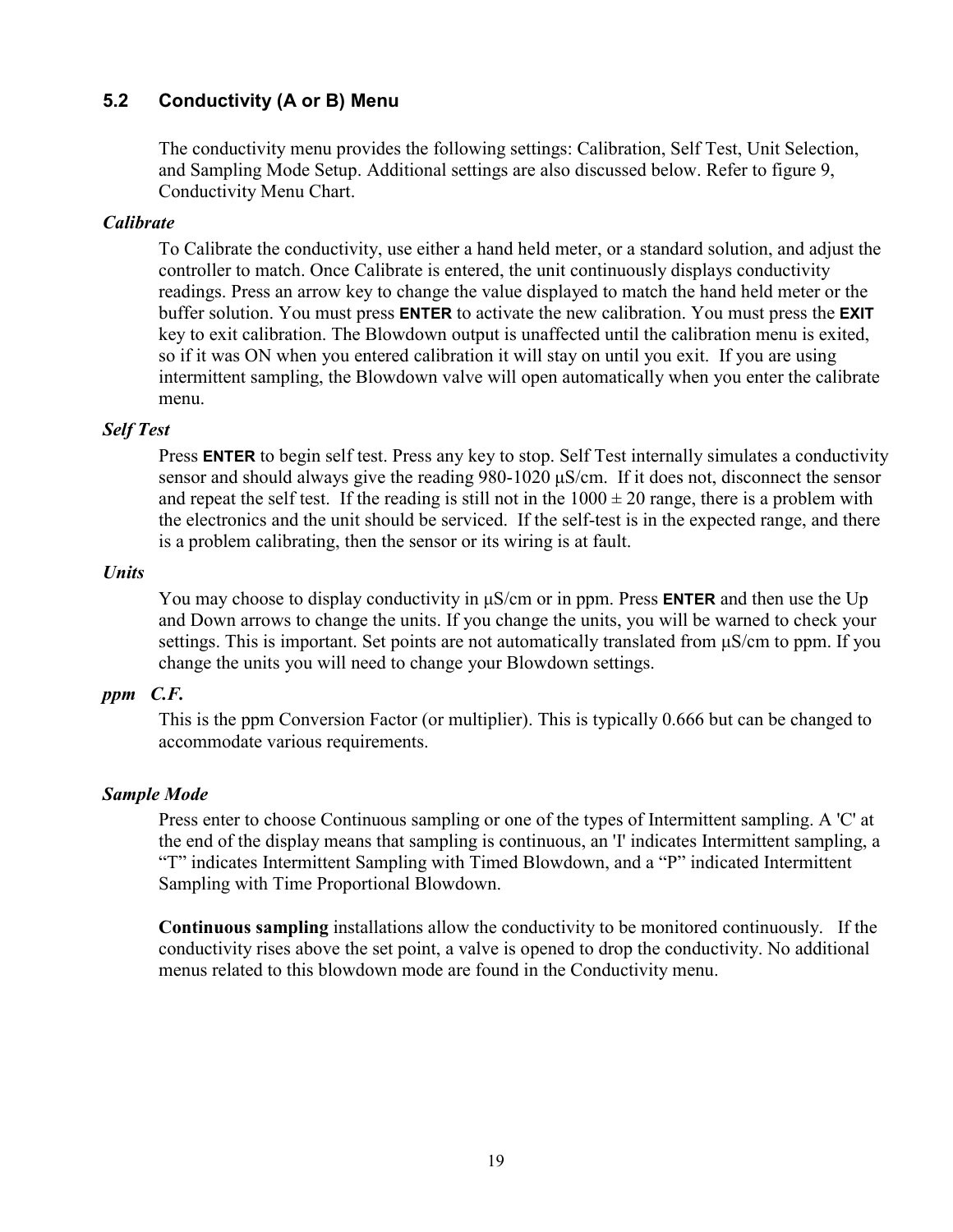## 5.2 Conductivity (A or B) Menu

The conductivity menu provides the following settings: Calibration, Self Test, Unit Selection, and Sampling Mode Setup. Additional settings are also discussed below. Refer to figure 9, Conductivity Menu Chart.

***Calibrate***

To Calibrate the conductivity, use either a hand held meter, or a standard solution, and adjust the controller to match. Once Calibrate is entered, the unit continuously displays conductivity readings. Press an arrow key to change the value displayed to match the hand held meter or the buffer solution. You must press **ENTER** to activate the new calibration. You must press the **EXIT** key to exit calibration. The Blowdown output is unaffected until the calibration menu is exited, so if it was ON when you entered calibration it will stay on until you exit. If you are using intermittent sampling, the Blowdown valve will open automatically when you enter the calibrate menu.

***Self Test***

Press **ENTER** to begin self test. Press any key to stop. Self Test internally simulates a conductivity sensor and should always give the reading 980-1020 µS/cm. If it does not, disconnect the sensor and repeat the self test. If the reading is still not in the $1000 \pm 20$ range, there is a problem with the electronics and the unit should be serviced. If the self-test is in the expected range, and there is a problem calibrating, then the sensor or its wiring is at fault.

***Units***

You may choose to display conductivity in µS/cm or in ppm. Press **ENTER** and then use the Up and Down arrows to change the units. If you change the units, you will be warned to check your settings. This is important. Set points are not automatically translated from µS/cm to ppm. If you change the units you will need to change your Blowdown settings.

***ppm C.F.***

This is the ppm Conversion Factor (or multiplier). This is typically 0.666 but can be changed to accommodate various requirements.

***Sample Mode***

Press enter to choose Continuous sampling or one of the types of Intermittent sampling. A 'C' at the end of the display means that sampling is continuous, an 'I' indicates Intermittent sampling, a "T" indicates Intermittent Sampling with Timed Blowdown, and a "P" indicated Intermittent Sampling with Time Proportional Blowdown.

**Continuous sampling** installations allow the conductivity to be monitored continuously. If the conductivity rises above the set point, a valve is opened to drop the conductivity. No additional menus related to this blowdown mode are found in the Conductivity menu.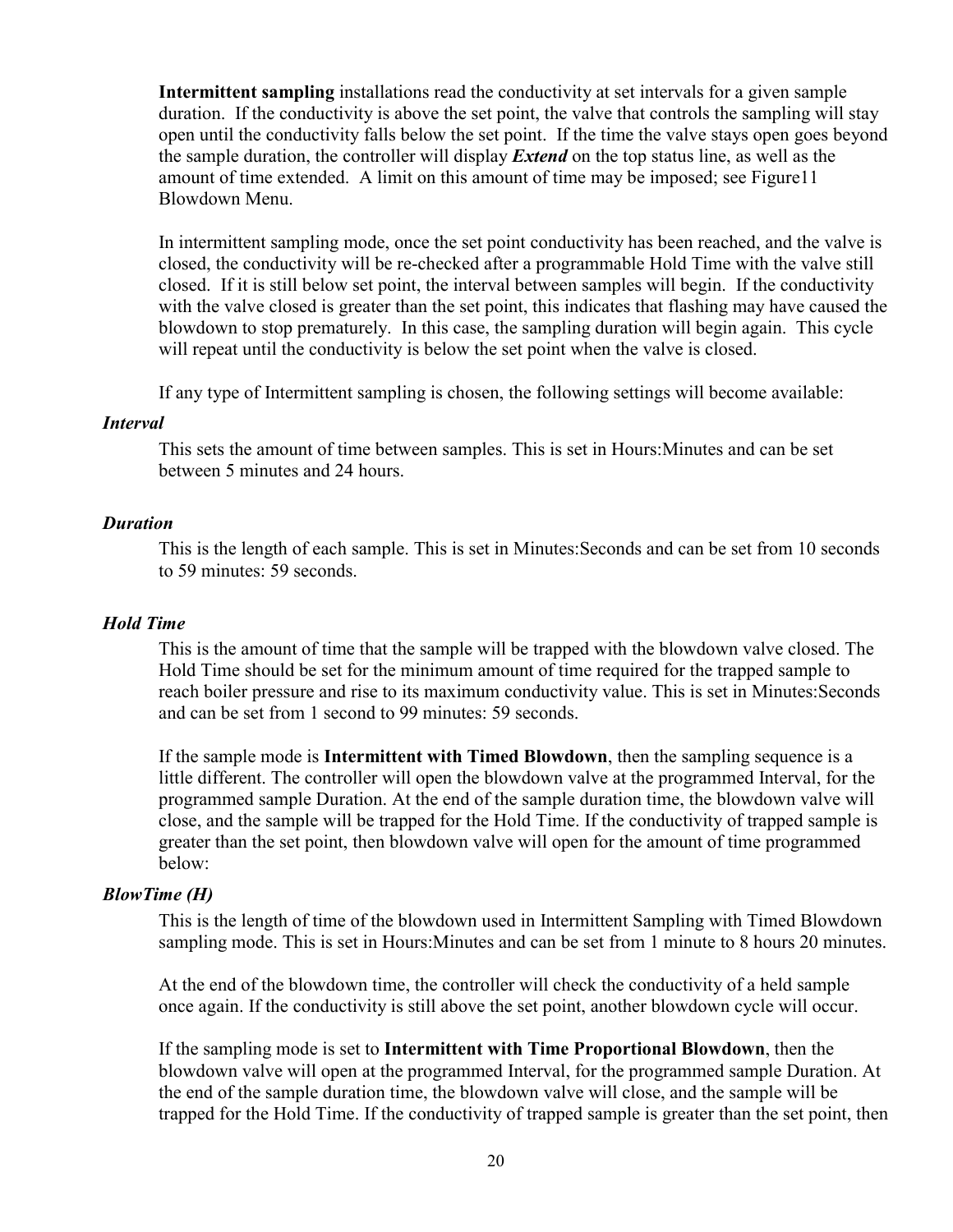**Intermittent sampling** installations read the conductivity at set intervals for a given sample duration. If the conductivity is above the set point, the valve that controls the sampling will stay open until the conductivity falls below the set point. If the time the valve stays open goes beyond the sample duration, the controller will display ***Extend*** on the top status line, as well as the amount of time extended. A limit on this amount of time may be imposed; see Figure11 Blowdown Menu.

In intermittent sampling mode, once the set point conductivity has been reached, and the valve is closed, the conductivity will be re-checked after a programmable Hold Time with the valve still closed. If it is still below set point, the interval between samples will begin. If the conductivity with the valve closed is greater than the set point, this indicates that flashing may have caused the blowdown to stop prematurely. In this case, the sampling duration will begin again. This cycle will repeat until the conductivity is below the set point when the valve is closed.

If any type of Intermittent sampling is chosen, the following settings will become available:

***Interval***

This sets the amount of time between samples. This is set in Hours:Minutes and can be set between 5 minutes and 24 hours.

***Duration***

This is the length of each sample. This is set in Minutes:Seconds and can be set from 10 seconds to 59 minutes: 59 seconds.

***Hold Time***

This is the amount of time that the sample will be trapped with the blowdown valve closed. The Hold Time should be set for the minimum amount of time required for the trapped sample to reach boiler pressure and rise to its maximum conductivity value. This is set in Minutes:Seconds and can be set from 1 second to 99 minutes: 59 seconds.

If the sample mode is **Intermittent with Timed Blowdown**, then the sampling sequence is a little different. The controller will open the blowdown valve at the programmed Interval, for the programmed sample Duration. At the end of the sample duration time, the blowdown valve will close, and the sample will be trapped for the Hold Time. If the conductivity of trapped sample is greater than the set point, then blowdown valve will open for the amount of time programmed below:

***BlowTime (H)***

This is the length of time of the blowdown used in Intermittent Sampling with Timed Blowdown sampling mode. This is set in Hours:Minutes and can be set from 1 minute to 8 hours 20 minutes.

At the end of the blowdown time, the controller will check the conductivity of a held sample once again. If the conductivity is still above the set point, another blowdown cycle will occur.

If the sampling mode is set to **Intermittent with Time Proportional Blowdown**, then the blowdown valve will open at the programmed Interval, for the programmed sample Duration. At the end of the sample duration time, the blowdown valve will close, and the sample will be trapped for the Hold Time. If the conductivity of trapped sample is greater than the set point, then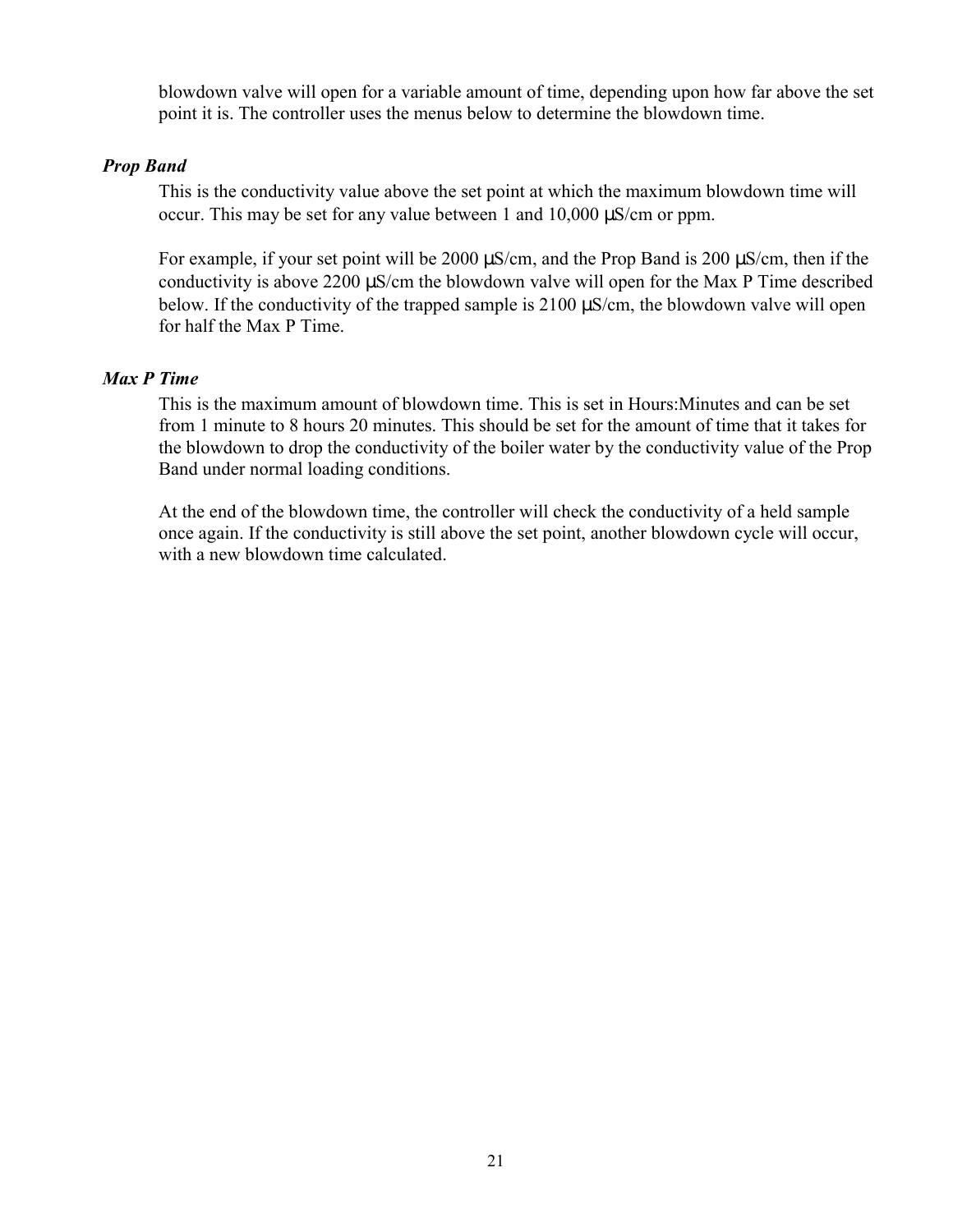blowdown valve will open for a variable amount of time, depending upon how far above the set point it is. The controller uses the menus below to determine the blowdown time.

***Prop Band***

This is the conductivity value above the set point at which the maximum blowdown time will occur. This may be set for any value between 1 and 10,000 µS/cm or ppm.

For example, if your set point will be 2000 µS/cm, and the Prop Band is 200 µS/cm, then if the conductivity is above 2200 µS/cm the blowdown valve will open for the Max P Time described below. If the conductivity of the trapped sample is 2100 µS/cm, the blowdown valve will open for half the Max P Time.

***Max P Time***

This is the maximum amount of blowdown time. This is set in Hours:Minutes and can be set from 1 minute to 8 hours 20 minutes. This should be set for the amount of time that it takes for the blowdown to drop the conductivity of the boiler water by the conductivity value of the Prop Band under normal loading conditions.

At the end of the blowdown time, the controller will check the conductivity of a held sample once again. If the conductivity is still above the set point, another blowdown cycle will occur, with a new blowdown time calculated.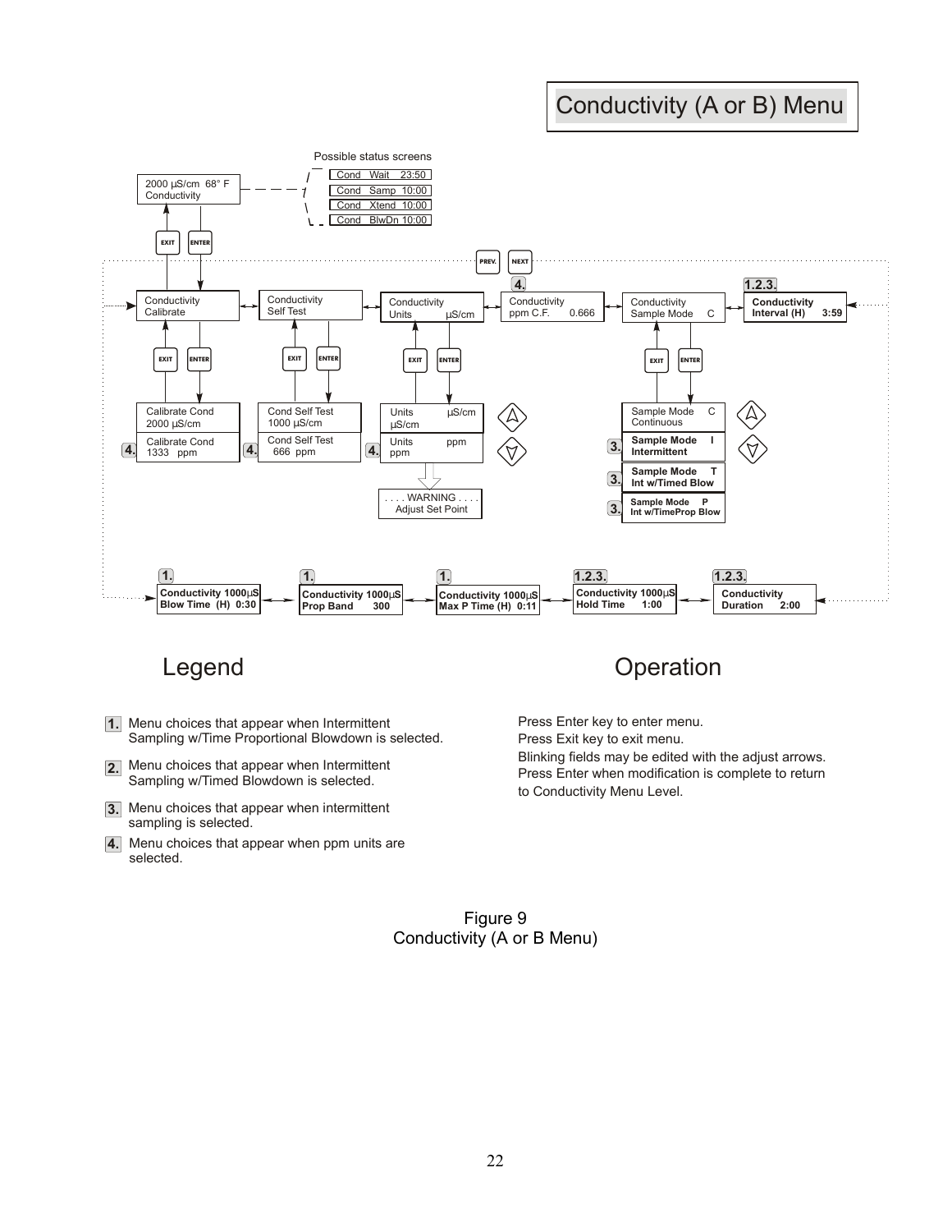# Conductivity (A or B) Menu

Possible status screens

- Cond Wait 23:50
- Cond Samp 10:00
- Cond Xtend 10:00
- Cond BlwDn 10:00

2000 µS/cm 68° F
Conductivity

EXIT ENTER

PREV. NEXT

Conductivity Calibrate

Conductivity Self Test

Conductivity Units µS/cm

**4.** Conductivity ppm C.F. 0.666

Conductivity Sample Mode C

**1.2.3.** **Conductivity Interval (H) 3:59**

EXIT ENTER

Calibrate Cond 2000 µS/cm

**4.** Calibrate Cond 1333 ppm

Cond Self Test 1000 µS/cm

**4.** Cond Self Test 666 ppm

Units µS/cm µS/cm

**4.** Units ppm ppm

. . . . WARNING . . . . Adjust Set Point

Sample Mode C Continuous

**3.** **Sample Mode I Intermittent**

**3.** **Sample Mode T Int w/Timed Blow**

**3.** **Sample Mode P Int w/TimeProp Blow**

**1.** **Conductivity 1000µS Blow Time (H) 0:30**

**1.** **Conductivity 1000µS Prop Band 300**

**1.** **Conductivity 1000µS Max P Time (H) 0:11**

**1.2.3.** **Conductivity 1000µS Hold Time 1:00**

**1.2.3.** **Conductivity Duration 2:00**

## Legend

**1.** Menu choices that appear when Intermittent Sampling w/Time Proportional Blowdown is selected.

**2.** Menu choices that appear when Intermittent Sampling w/Timed Blowdown is selected.

**3.** Menu choices that appear when intermittent sampling is selected.

**4.** Menu choices that appear when ppm units are selected.

## Operation

Press Enter key to enter menu.
Press Exit key to exit menu.
Blinking fields may be edited with the adjust arrows.
Press Enter when modification is complete to return to Conductivity Menu Level.

Figure 9
Conductivity (A or B Menu)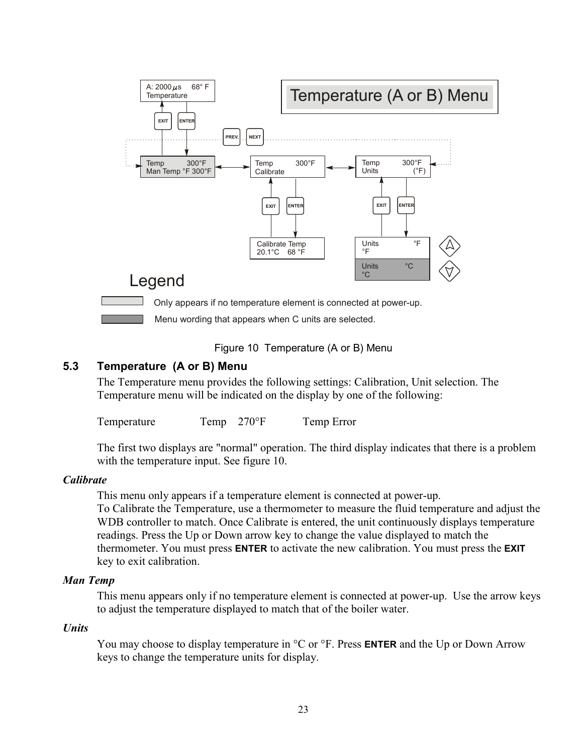Temperature (A or B) Menu

A: 2000 μs 68° F
Temperature

Temp 300°F
Man Temp °F 300°F

Temp 300°F
Calibrate

Temp 300°F
Units (°F)

Calibrate Temp
20.1°C 68 °F

Units °F
°F

Units °C
°C

Legend

Only appears if no temperature element is connected at power-up.

Menu wording that appears when C units are selected.

Figure 10 Temperature (A or B) Menu

## 5.3 Temperature (A or B) Menu

The Temperature menu provides the following settings: Calibration, Unit selection. The Temperature menu will be indicated on the display by one of the following:

Temperature        Temp 270°F        Temp Error

The first two displays are "normal" operation. The third display indicates that there is a problem with the temperature input. See figure 10.

### *Calibrate*

This menu only appears if a temperature element is connected at power-up.
To Calibrate the Temperature, use a thermometer to measure the fluid temperature and adjust the WDB controller to match. Once Calibrate is entered, the unit continuously displays temperature readings. Press the Up or Down arrow key to change the value displayed to match the thermometer. You must press **ENTER** to activate the new calibration. You must press the **EXIT** key to exit calibration.

### *Man Temp*

This menu appears only if no temperature element is connected at power-up. Use the arrow keys to adjust the temperature displayed to match that of the boiler water.

### *Units*

You may choose to display temperature in °C or °F. Press **ENTER** and the Up or Down Arrow keys to change the temperature units for display.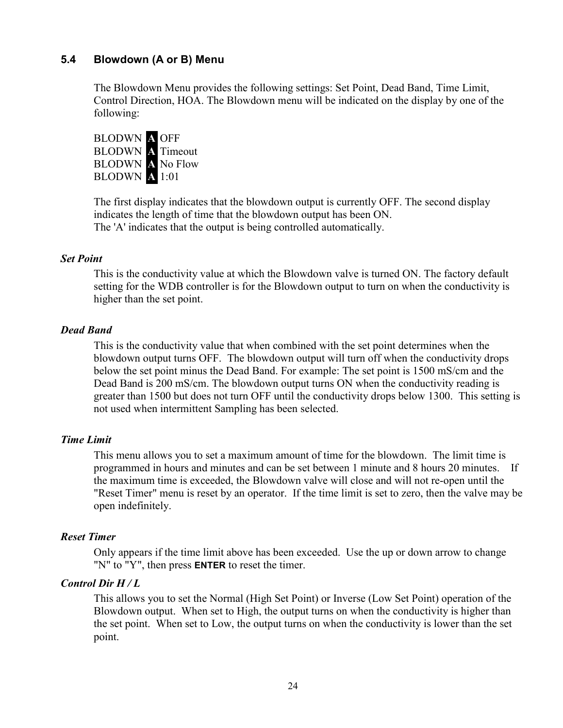## 5.4 Blowdown (A or B) Menu

The Blowdown Menu provides the following settings: Set Point, Dead Band, Time Limit, Control Direction, HOA. The Blowdown menu will be indicated on the display by one of the following:

BLODWN **A** OFF
BLODWN **A** Timeout
BLODWN **A** No Flow
BLODWN **A** 1:01

The first display indicates that the blowdown output is currently OFF. The second display indicates the length of time that the blowdown output has been ON.
The 'A' indicates that the output is being controlled automatically.

***Set Point***

This is the conductivity value at which the Blowdown valve is turned ON. The factory default setting for the WDB controller is for the Blowdown output to turn on when the conductivity is higher than the set point.

***Dead Band***

This is the conductivity value that when combined with the set point determines when the blowdown output turns OFF. The blowdown output will turn off when the conductivity drops below the set point minus the Dead Band. For example: The set point is 1500 mS/cm and the Dead Band is 200 mS/cm. The blowdown output turns ON when the conductivity reading is greater than 1500 but does not turn OFF until the conductivity drops below 1300. This setting is not used when intermittent Sampling has been selected.

***Time Limit***

This menu allows you to set a maximum amount of time for the blowdown. The limit time is programmed in hours and minutes and can be set between 1 minute and 8 hours 20 minutes. If the maximum time is exceeded, the Blowdown valve will close and will not re-open until the "Reset Timer" menu is reset by an operator. If the time limit is set to zero, then the valve may be open indefinitely.

***Reset Timer***

Only appears if the time limit above has been exceeded. Use the up or down arrow to change "N" to "Y", then press **ENTER** to reset the timer.

***Control Dir H / L***

This allows you to set the Normal (High Set Point) or Inverse (Low Set Point) operation of the Blowdown output. When set to High, the output turns on when the conductivity is higher than the set point. When set to Low, the output turns on when the conductivity is lower than the set point.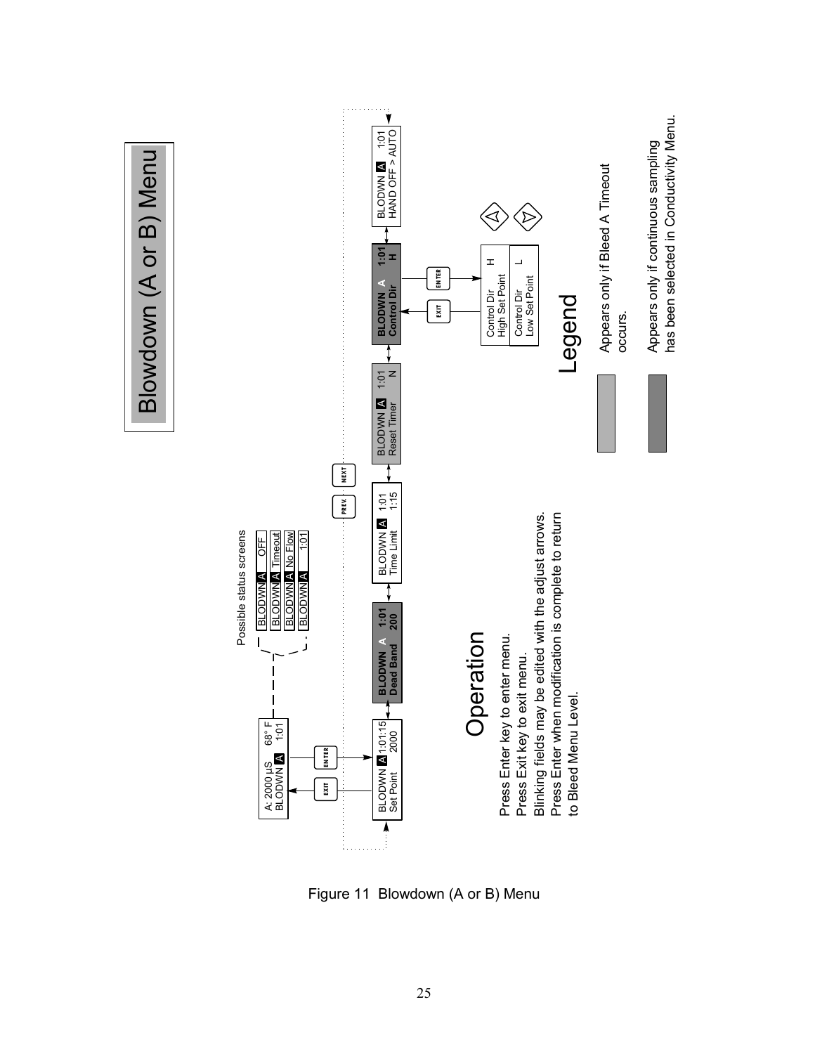# Blowdown (A or B) Menu

A: 2000 µS 68° F
BLODWN A 1:01

EXIT ENTER

BLODWN A 1:01:15
Set Point 2000

Possible status screens

- BLODWN A OFF
- BLODWN A Timeout
- BLODWN A No Flow
- BLODWN A 1:01

BLODWN A 1:01
Dead Band 200

BLODWN A 1:01
Time Limit 1:15

PREV. NEXT

BLODWN A 1:01
Reset Timer N

BLODWN A 1:01
Control Dir H

EXIT ENTER

Control Dir H
High Set Point

Control Dir L
Low Set Point

BLODWN A 1:01
HAND OFF > AUTO

## Operation

Press Enter key to enter menu.
Press Exit key to exit menu.
Blinking fields may be edited with the adjust arrows.
Press Enter when modification is complete to return to Bleed Menu Level.

## Legend

Appears only if Bleed A Timeout occurs.

Appears only if continuous sampling has been selected in Conductivity Menu.

Figure 11 Blowdown (A or B) Menu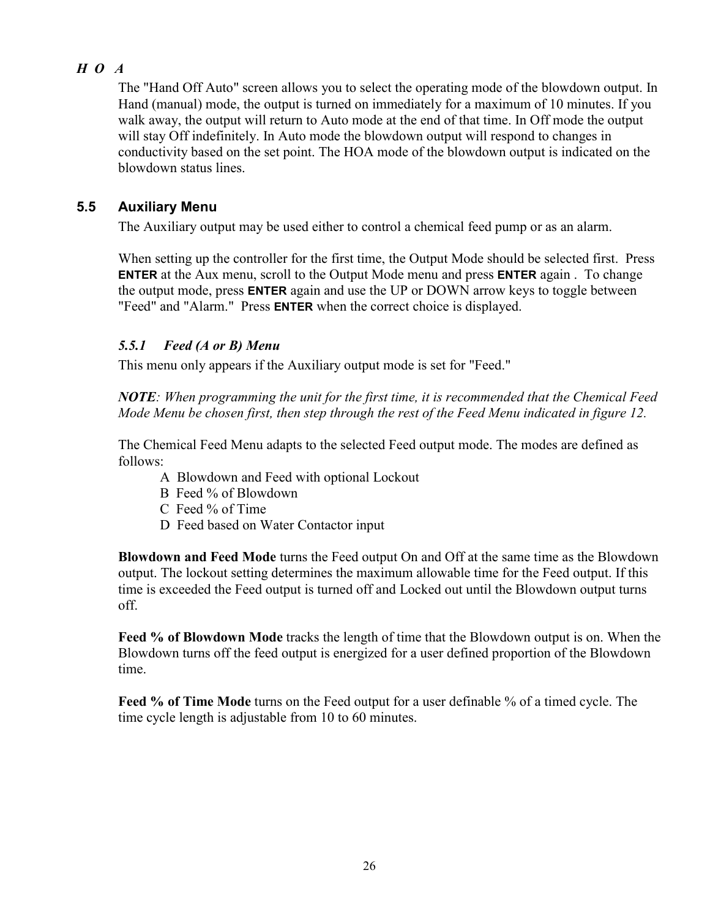*H O A*

The "Hand Off Auto" screen allows you to select the operating mode of the blowdown output. In Hand (manual) mode, the output is turned on immediately for a maximum of 10 minutes. If you walk away, the output will return to Auto mode at the end of that time. In Off mode the output will stay Off indefinitely. In Auto mode the blowdown output will respond to changes in conductivity based on the set point. The HOA mode of the blowdown output is indicated on the blowdown status lines.

## 5.5 Auxiliary Menu

The Auxiliary output may be used either to control a chemical feed pump or as an alarm.

When setting up the controller for the first time, the Output Mode should be selected first. Press **ENTER** at the Aux menu, scroll to the Output Mode menu and press **ENTER** again . To change the output mode, press **ENTER** again and use the UP or DOWN arrow keys to toggle between "Feed" and "Alarm." Press **ENTER** when the correct choice is displayed.

### *5.5.1 Feed (A or B) Menu*

This menu only appears if the Auxiliary output mode is set for "Feed."

***NOTE**: When programming the unit for the first time, it is recommended that the Chemical Feed Mode Menu be chosen first, then step through the rest of the Feed Menu indicated in figure 12.*

The Chemical Feed Menu adapts to the selected Feed output mode. The modes are defined as follows:

A Blowdown and Feed with optional Lockout
B Feed % of Blowdown
C Feed % of Time
D Feed based on Water Contactor input

**Blowdown and Feed Mode** turns the Feed output On and Off at the same time as the Blowdown output. The lockout setting determines the maximum allowable time for the Feed output. If this time is exceeded the Feed output is turned off and Locked out until the Blowdown output turns off.

**Feed % of Blowdown Mode** tracks the length of time that the Blowdown output is on. When the Blowdown turns off the feed output is energized for a user defined proportion of the Blowdown time.

**Feed % of Time Mode** turns on the Feed output for a user definable % of a timed cycle. The time cycle length is adjustable from 10 to 60 minutes.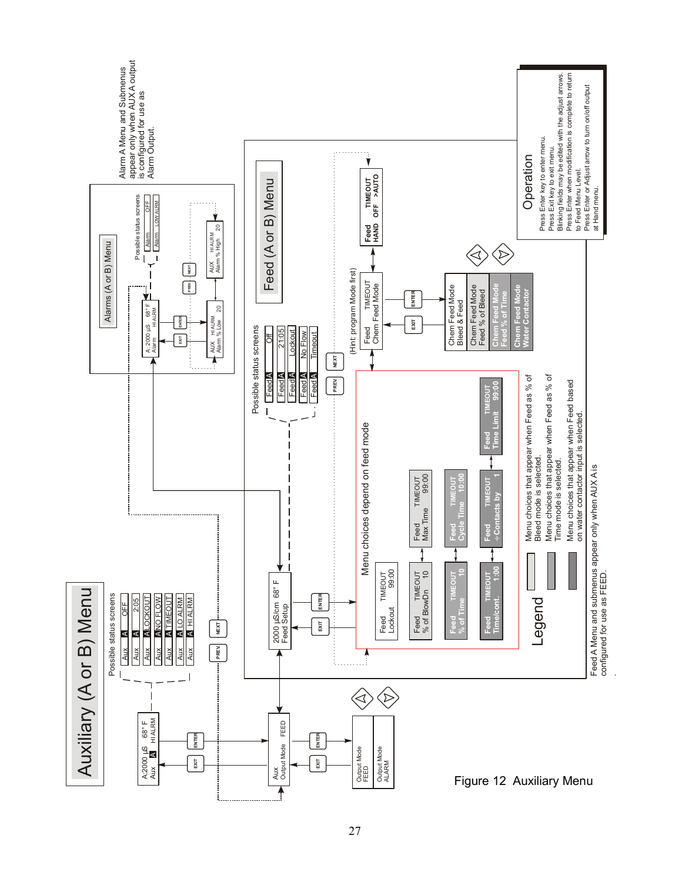# Auxiliary (A or B) Menu

Possible status screens

- Aux A OFF
- Aux A 2:05
- Aux A LOCKOUT
- Aux A NO FLOW
- Aux A TIMEOUT
- Aux A LO ALRM
- Aux A HI ALRM

A:2000 µS 68° F
Aux A HI ALRM

Aux
Output Mode FEED

Output Mode
FEED

Output Mode
ALARM

## Alarms (A or B) Menu

A: 2000 µS 68° F
Alarm HI ALRM

Possible status screens

- Alarm OFF
- Alarm LOW ALRM

AUX HI ALRM
Alarm % Low 20

AUX HI ALRM
Alarm % High 20

Alarm A Menu and Submenus appear only when AUX A output is configured for use as Alarm Output.

## Feed (A or B) Menu

2000 µS/cm 68° F
Feed Setup

Possible status screens

- Feed A Off
- Feed A 21:05
- Feed A Lockout
- Feed A No Flow
- Feed A Timeout

(Hint: program Mode first)

Feed TIMEOUT
Chem Feed Mode

Feed TIMEOUT
HAND OFF >AUTO

- Chem Feed Mode
  Bleed & Feed
- Chem Feed Mode
  Feed % of Bleed
- Chem Feed Mode
  Feed % of Time
- Chem Feed Mode
  Water Contactor

Menu choices depend on feed mode

Feed TIMEOUT
Lockout 99:00

Feed TIMEOUT
% of BlowDn 10

Feed TIMEOUT
Max Time 99:00

Feed TIMEOUT
% of Time 10

Feed TIMEOUT
Cycle Time 10:00

Feed TIMEOUT
Time/cont. 1:00

Feed TIMEOUT
÷Contacts by 1

Feed TIMEOUT
Time Limit 99:00

### Legend

- Menu choices that appear when Feed as % of Bleed mode is selected.
- Menu choices that appear when Feed as % of Time mode is selected.
- Menu choices that appear when Feed based on water contactor input is selected.

Feed A Menu and submenus appear only when AUX A is configured for use as FEED.

### Operation

Press Enter key to enter menu.
Press Exit key to exit menu.
Blinking fields may be edited with the adjust arrows.
Press Enter when modification is complete to return to Feed Menu Level.
Press Enter or Adjust arrow to turn on/off output at Hand menu.

Figure 12 Auxiliary Menu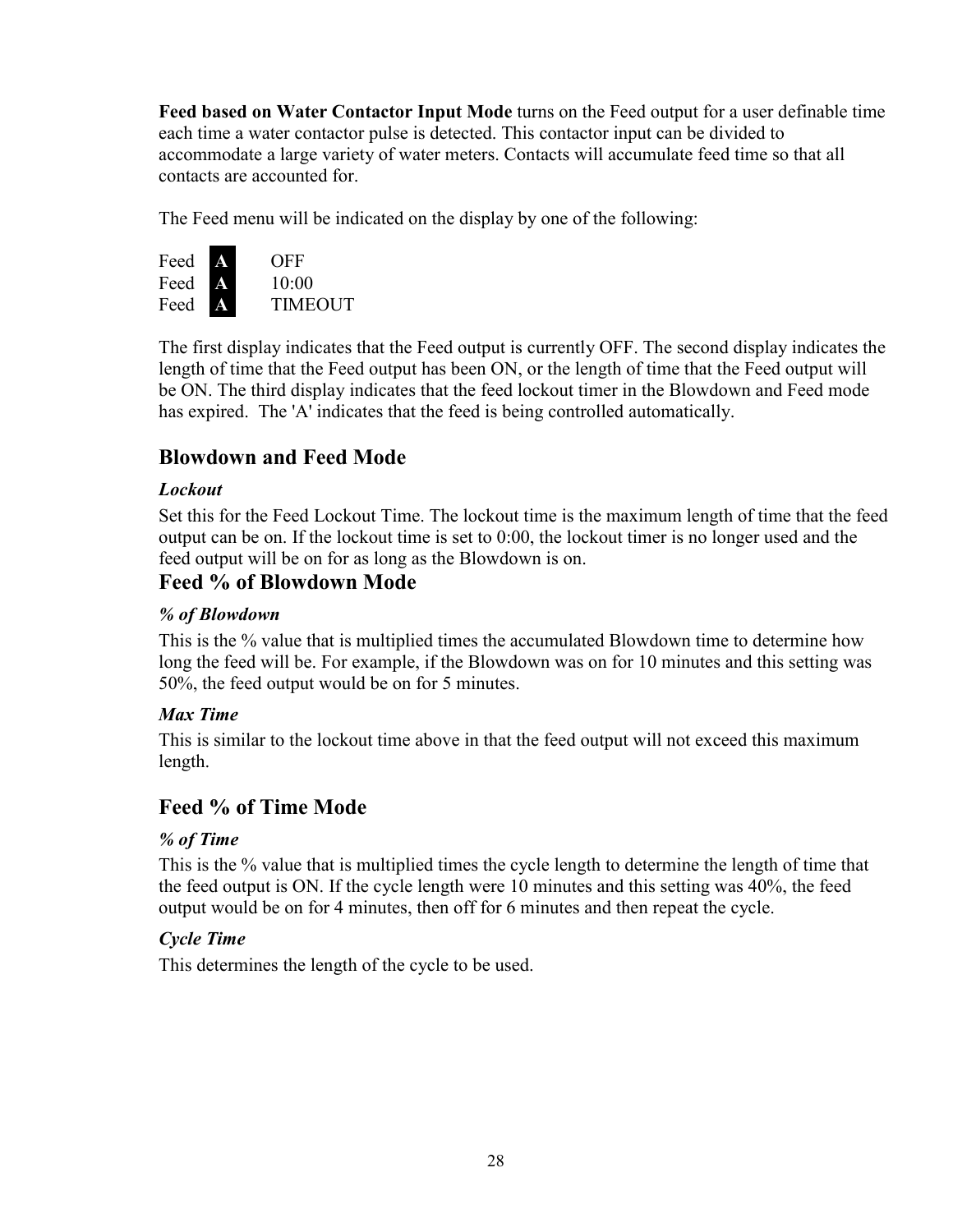**Feed based on Water Contactor Input Mode** turns on the Feed output for a user definable time each time a water contactor pulse is detected. This contactor input can be divided to accommodate a large variety of water meters. Contacts will accumulate feed time so that all contacts are accounted for.

The Feed menu will be indicated on the display by one of the following:

```
Feed  A   OFF
Feed  A   10:00
Feed  A   TIMEOUT
```

The first display indicates that the Feed output is currently OFF. The second display indicates the length of time that the Feed output has been ON, or the length of time that the Feed output will be ON. The third display indicates that the feed lockout timer in the Blowdown and Feed mode has expired. The 'A' indicates that the feed is being controlled automatically.

## Blowdown and Feed Mode

### *Lockout*

Set this for the Feed Lockout Time. The lockout time is the maximum length of time that the feed output can be on. If the lockout time is set to 0:00, the lockout timer is no longer used and the feed output will be on for as long as the Blowdown is on.

## Feed % of Blowdown Mode

### *% of Blowdown*

This is the % value that is multiplied times the accumulated Blowdown time to determine how long the feed will be. For example, if the Blowdown was on for 10 minutes and this setting was 50%, the feed output would be on for 5 minutes.

### *Max Time*

This is similar to the lockout time above in that the feed output will not exceed this maximum length.

## Feed % of Time Mode

### *% of Time*

This is the % value that is multiplied times the cycle length to determine the length of time that the feed output is ON. If the cycle length were 10 minutes and this setting was 40%, the feed output would be on for 4 minutes, then off for 6 minutes and then repeat the cycle.

### *Cycle Time*

This determines the length of the cycle to be used.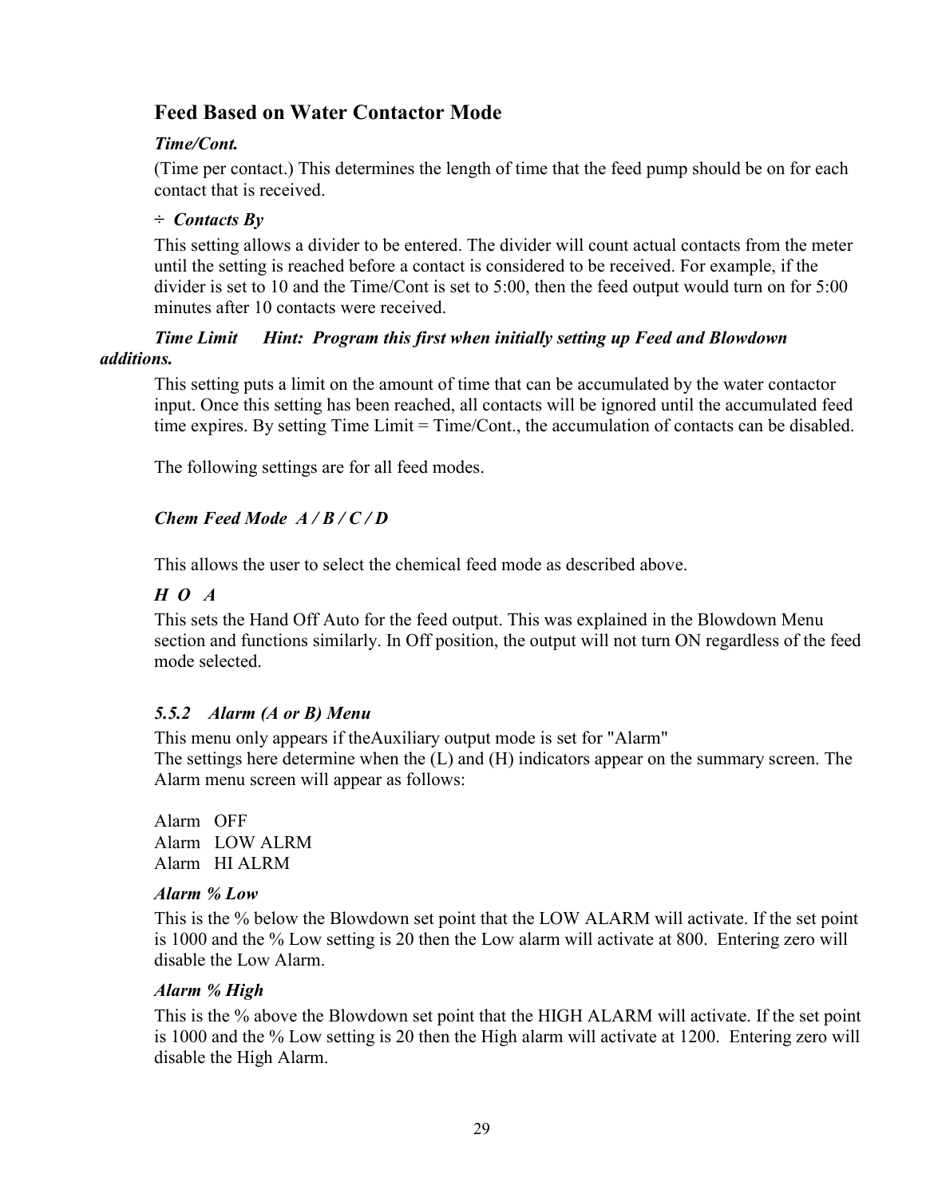## Feed Based on Water Contactor Mode

***Time/Cont.***

(Time per contact.) This determines the length of time that the feed pump should be on for each contact that is received.

***÷ Contacts By***

This setting allows a divider to be entered. The divider will count actual contacts from the meter until the setting is reached before a contact is considered to be received. For example, if the divider is set to 10 and the Time/Cont is set to 5:00, then the feed output would turn on for 5:00 minutes after 10 contacts were received.

***Time Limit   Hint: Program this first when initially setting up Feed and Blowdown additions.***

This setting puts a limit on the amount of time that can be accumulated by the water contactor input. Once this setting has been reached, all contacts will be ignored until the accumulated feed time expires. By setting Time Limit = Time/Cont., the accumulation of contacts can be disabled.

The following settings are for all feed modes.

***Chem Feed Mode A / B / C / D***

This allows the user to select the chemical feed mode as described above.

***H O A***

This sets the Hand Off Auto for the feed output. This was explained in the Blowdown Menu section and functions similarly. In Off position, the output will not turn ON regardless of the feed mode selected.

### *5.5.2 Alarm (A or B) Menu*

This menu only appears if theAuxiliary output mode is set for "Alarm"
The settings here determine when the (L) and (H) indicators appear on the summary screen. The Alarm menu screen will appear as follows:

Alarm OFF
Alarm LOW ALRM
Alarm HI ALRM

***Alarm % Low***

This is the % below the Blowdown set point that the LOW ALARM will activate. If the set point is 1000 and the % Low setting is 20 then the Low alarm will activate at 800. Entering zero will disable the Low Alarm.

***Alarm % High***

This is the % above the Blowdown set point that the HIGH ALARM will activate. If the set point is 1000 and the % Low setting is 20 then the High alarm will activate at 1200. Entering zero will disable the High Alarm.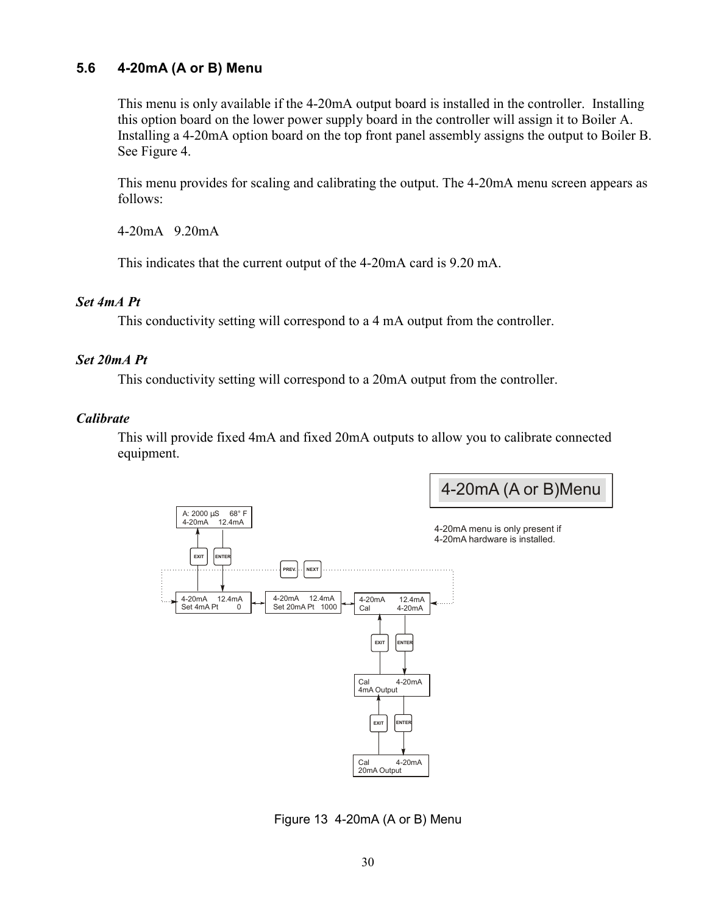## 5.6 4-20mA (A or B) Menu

This menu is only available if the 4-20mA output board is installed in the controller. Installing this option board on the lower power supply board in the controller will assign it to Boiler A. Installing a 4-20mA option board on the top front panel assembly assigns the output to Boiler B. See Figure 4.

This menu provides for scaling and calibrating the output. The 4-20mA menu screen appears as follows:

4-20mA 9.20mA

This indicates that the current output of the 4-20mA card is 9.20 mA.

### *Set 4mA Pt*

This conductivity setting will correspond to a 4 mA output from the controller.

### *Set 20mA Pt*

This conductivity setting will correspond to a 20mA output from the controller.

### *Calibrate*

This will provide fixed 4mA and fixed 20mA outputs to allow you to calibrate connected equipment.

4-20mA (A or B)Menu

4-20mA menu is only present if 4-20mA hardware is installed.

A: 2000 µS 68° F
4-20mA 12.4mA

EXIT ENTER

PREV. NEXT

4-20mA 12.4mA
Set 4mA Pt 0

4-20mA 12.4mA
Set 20mA Pt 1000

4-20mA 12.4mA
Cal 4-20mA

EXIT ENTER

Cal 4-20mA
4mA Output

EXIT ENTER

Cal 4-20mA
20mA Output

Figure 13 4-20mA (A or B) Menu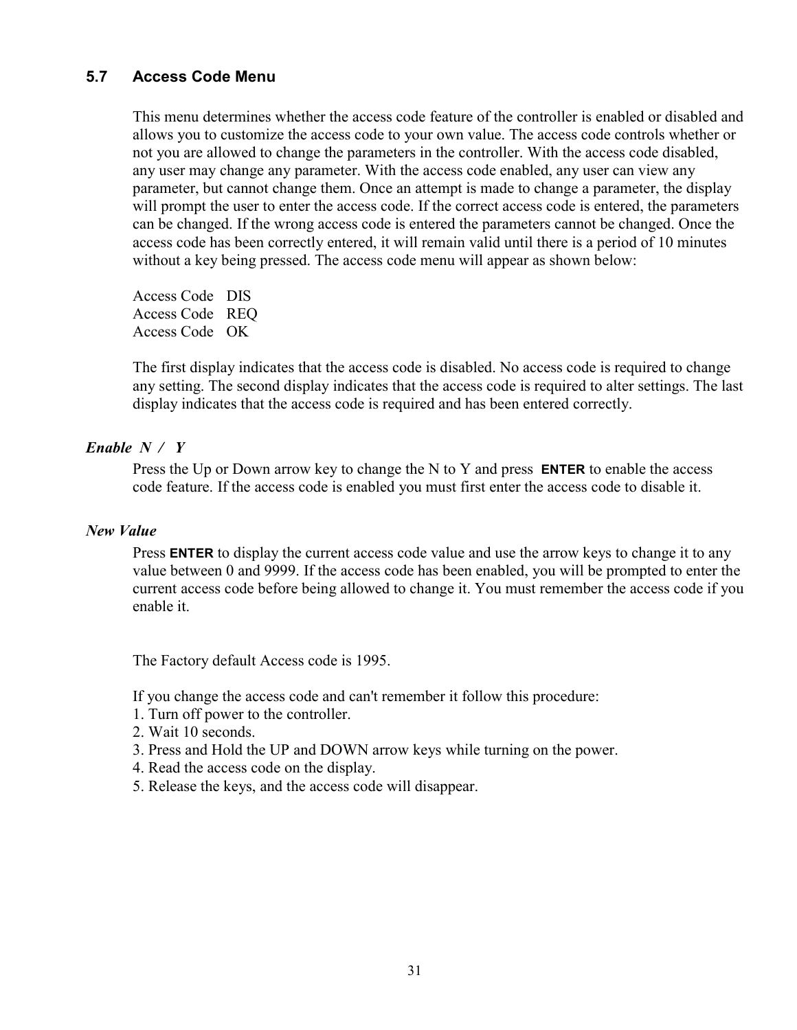### 5.7 Access Code Menu

This menu determines whether the access code feature of the controller is enabled or disabled and allows you to customize the access code to your own value. The access code controls whether or not you are allowed to change the parameters in the controller. With the access code disabled, any user may change any parameter. With the access code enabled, any user can view any parameter, but cannot change them. Once an attempt is made to change a parameter, the display will prompt the user to enter the access code. If the correct access code is entered, the parameters can be changed. If the wrong access code is entered the parameters cannot be changed. Once the access code has been correctly entered, it will remain valid until there is a period of 10 minutes without a key being pressed. The access code menu will appear as shown below:

Access Code DIS
Access Code REQ
Access Code OK

The first display indicates that the access code is disabled. No access code is required to change any setting. The second display indicates that the access code is required to alter settings. The last display indicates that the access code is required and has been entered correctly.

***Enable N / Y***

Press the Up or Down arrow key to change the N to Y and press **ENTER** to enable the access code feature. If the access code is enabled you must first enter the access code to disable it.

***New Value***

Press **ENTER** to display the current access code value and use the arrow keys to change it to any value between 0 and 9999. If the access code has been enabled, you will be prompted to enter the current access code before being allowed to change it. You must remember the access code if you enable it.

The Factory default Access code is 1995.

If you change the access code and can't remember it follow this procedure:

1. Turn off power to the controller.
2. Wait 10 seconds.
3. Press and Hold the UP and DOWN arrow keys while turning on the power.
4. Read the access code on the display.
5. Release the keys, and the access code will disappear.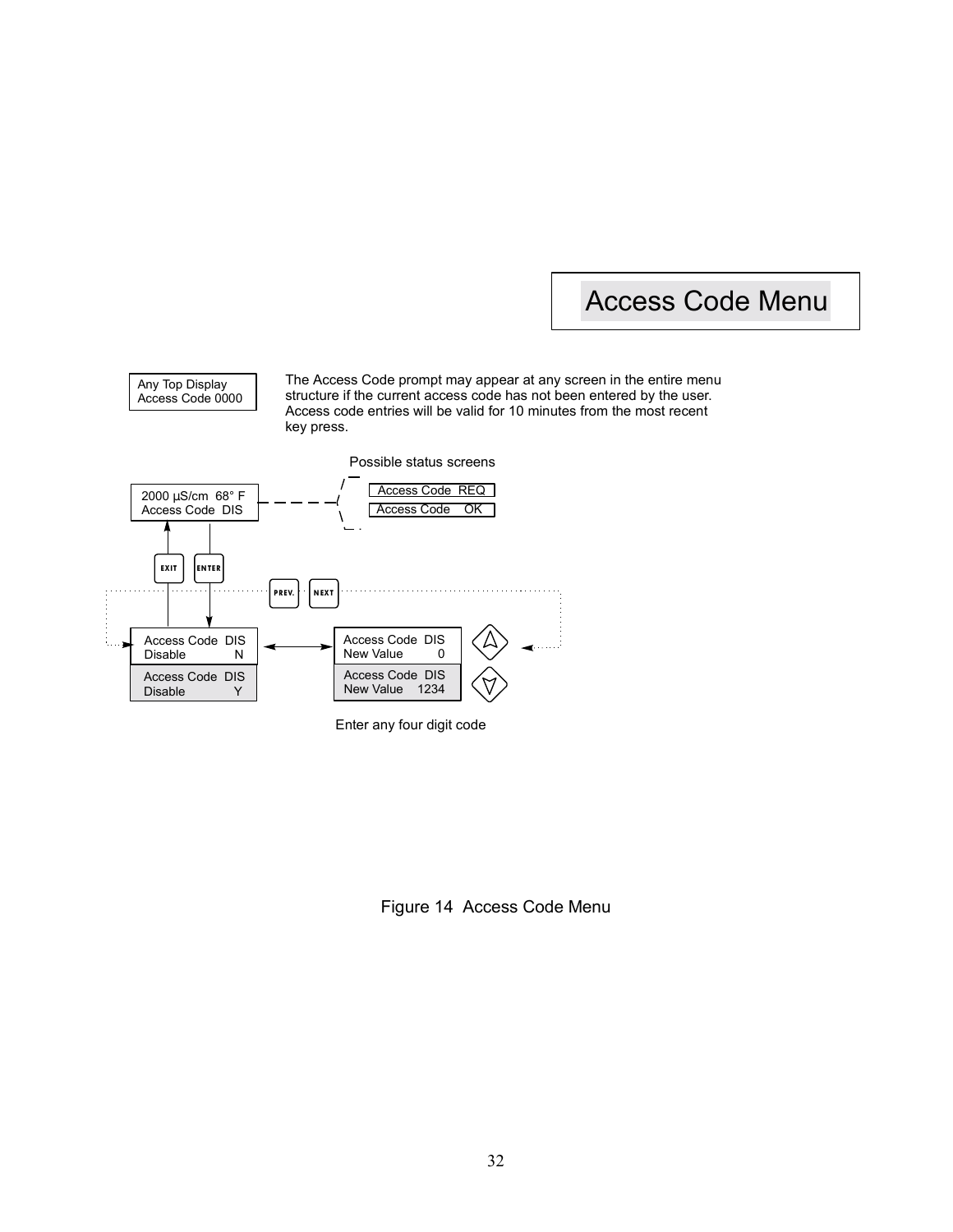# Access Code Menu

Any Top Display
Access Code 0000

The Access Code prompt may appear at any screen in the entire menu structure if the current access code has not been entered by the user. Access code entries will be valid for 10 minutes from the most recent key press.

Possible status screens

2000 µS/cm 68° F
Access Code DIS

Access Code REQ

Access Code OK

EXIT

ENTER

PREV.

NEXT

Access Code DIS
Disable N

Access Code DIS
Disable Y

Access Code DIS
New Value 0

Access Code DIS
New Value 1234

Enter any four digit code

Figure 14 Access Code Menu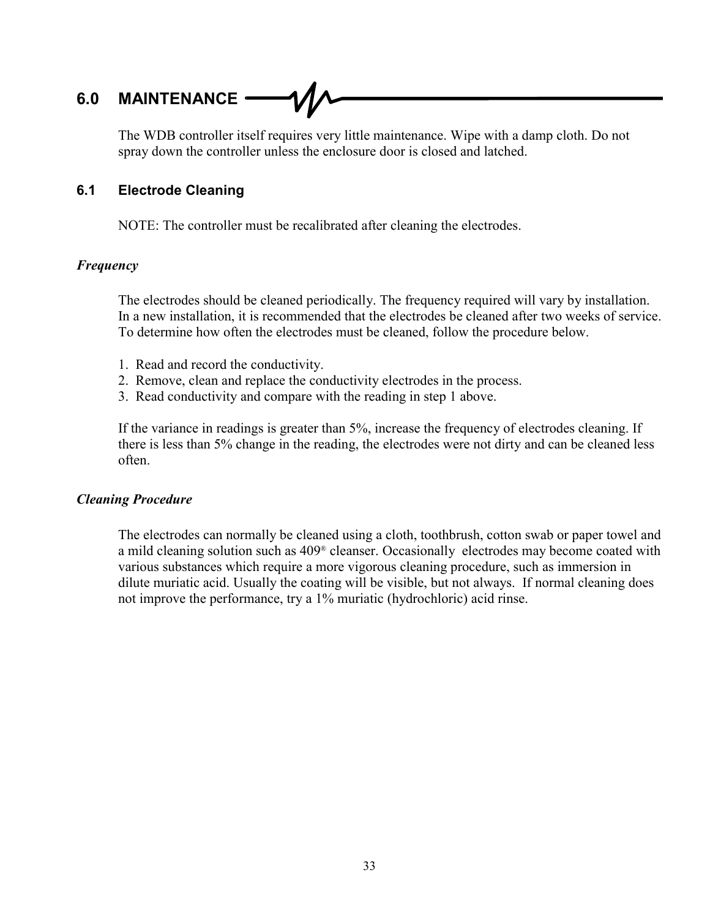# 6.0 MAINTENANCE

The WDB controller itself requires very little maintenance. Wipe with a damp cloth. Do not spray down the controller unless the enclosure door is closed and latched.

## 6.1 Electrode Cleaning

NOTE: The controller must be recalibrated after cleaning the electrodes.

### *Frequency*

The electrodes should be cleaned periodically. The frequency required will vary by installation. In a new installation, it is recommended that the electrodes be cleaned after two weeks of service. To determine how often the electrodes must be cleaned, follow the procedure below.

1. Read and record the conductivity.
2. Remove, clean and replace the conductivity electrodes in the process.
3. Read conductivity and compare with the reading in step 1 above.

If the variance in readings is greater than 5%, increase the frequency of electrodes cleaning. If there is less than 5% change in the reading, the electrodes were not dirty and can be cleaned less often.

### *Cleaning Procedure*

The electrodes can normally be cleaned using a cloth, toothbrush, cotton swab or paper towel and a mild cleaning solution such as 409® cleanser. Occasionally electrodes may become coated with various substances which require a more vigorous cleaning procedure, such as immersion in dilute muriatic acid. Usually the coating will be visible, but not always. If normal cleaning does not improve the performance, try a 1% muriatic (hydrochloric) acid rinse.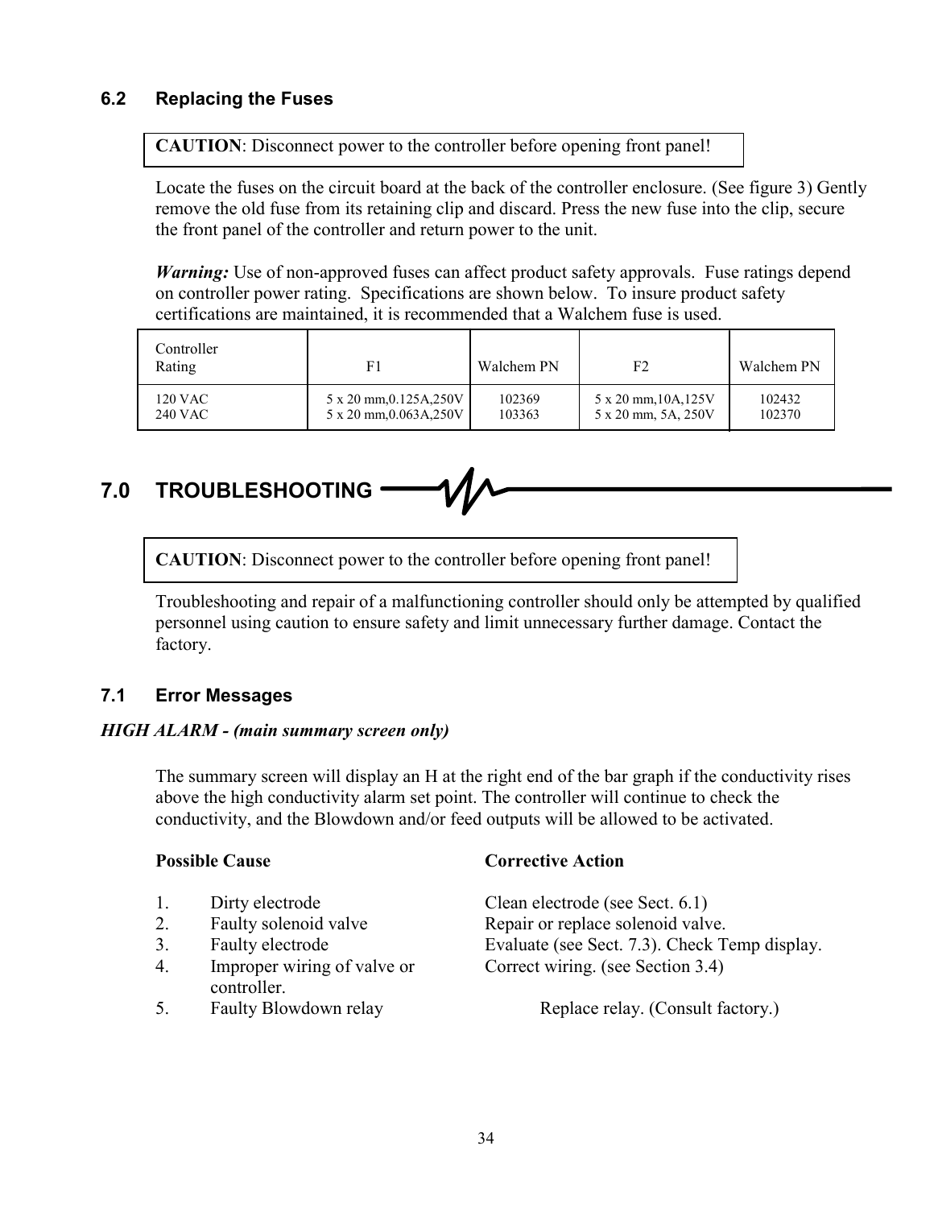### 6.2 Replacing the Fuses

**CAUTION**: Disconnect power to the controller before opening front panel!

Locate the fuses on the circuit board at the back of the controller enclosure. (See figure 3) Gently remove the old fuse from its retaining clip and discard. Press the new fuse into the clip, secure the front panel of the controller and return power to the unit.

***Warning:*** Use of non-approved fuses can affect product safety approvals. Fuse ratings depend on controller power rating. Specifications are shown below. To insure product safety certifications are maintained, it is recommended that a Walchem fuse is used.

| Controller Rating | F1 | Walchem PN | F2 | Walchem PN |
|---|---|---|---|---|
| 120 VAC | 5 x 20 mm,0.125A,250V | 102369 | 5 x 20 mm,10A,125V | 102432 |
| 240 VAC | 5 x 20 mm,0.063A,250V | 103363 | 5 x 20 mm, 5A, 250V | 102370 |

## 7.0 TROUBLESHOOTING

**CAUTION**: Disconnect power to the controller before opening front panel!

Troubleshooting and repair of a malfunctioning controller should only be attempted by qualified personnel using caution to ensure safety and limit unnecessary further damage. Contact the factory.

### 7.1 Error Messages

***HIGH ALARM - (main summary screen only)***

The summary screen will display an H at the right end of the bar graph if the conductivity rises above the high conductivity alarm set point. The controller will continue to check the conductivity, and the Blowdown and/or feed outputs will be allowed to be activated.

| | **Possible Cause** | **Corrective Action** |
|---|---|---|
| 1. | Dirty electrode | Clean electrode (see Sect. 6.1) |
| 2. | Faulty solenoid valve | Repair or replace solenoid valve. |
| 3. | Faulty electrode | Evaluate (see Sect. 7.3). Check Temp display. |
| 4. | Improper wiring of valve or controller. | Correct wiring. (see Section 3.4) |
| 5. | Faulty Blowdown relay | Replace relay. (Consult factory.) |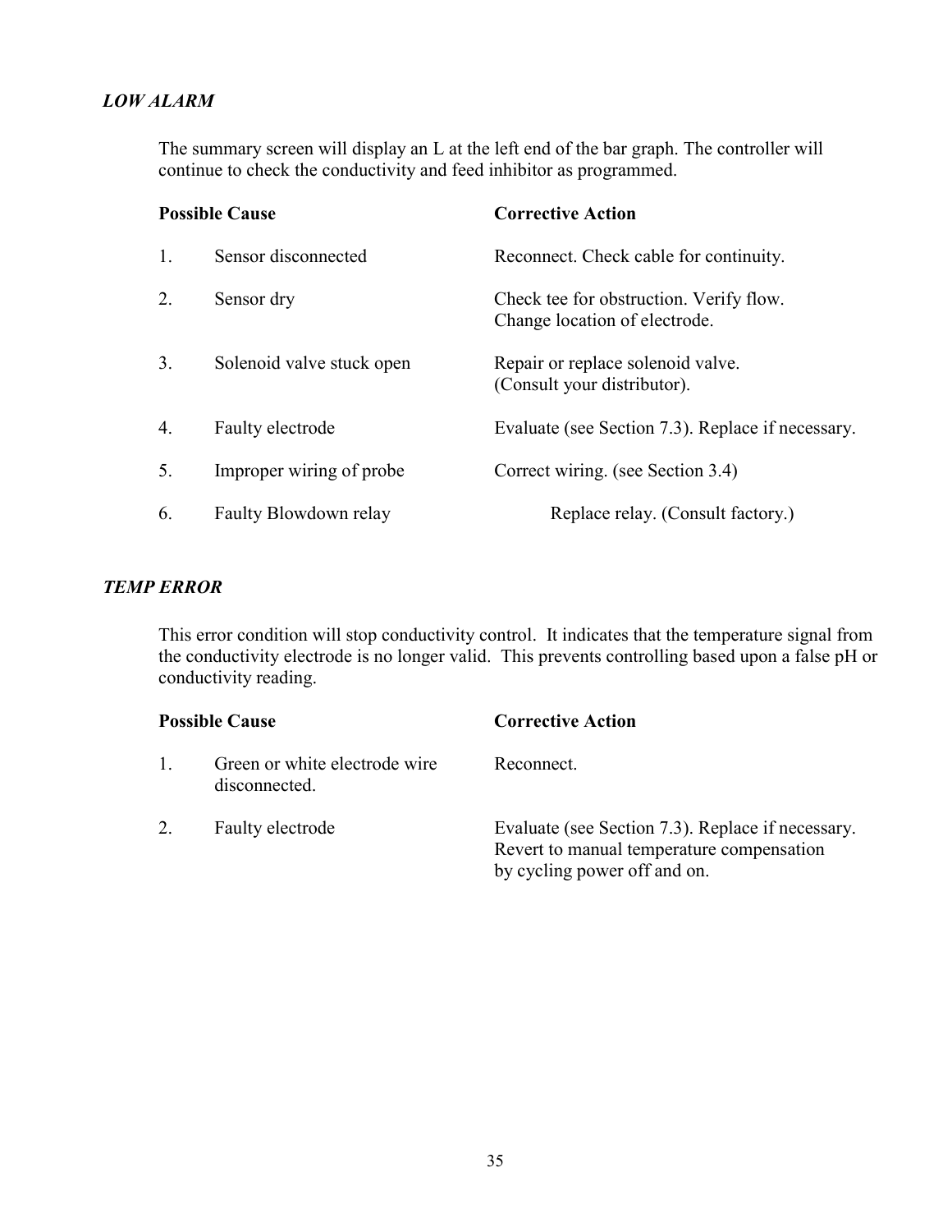***LOW ALARM***

The summary screen will display an L at the left end of the bar graph. The controller will continue to check the conductivity and feed inhibitor as programmed.

| | Possible Cause | Corrective Action |
|---|---|---|
| 1. | Sensor disconnected | Reconnect. Check cable for continuity. |
| 2. | Sensor dry | Check tee for obstruction. Verify flow. Change location of electrode. |
| 3. | Solenoid valve stuck open | Repair or replace solenoid valve. (Consult your distributor). |
| 4. | Faulty electrode | Evaluate (see Section 7.3). Replace if necessary. |
| 5. | Improper wiring of probe | Correct wiring. (see Section 3.4) |
| 6. | Faulty Blowdown relay | Replace relay. (Consult factory.) |

***TEMP ERROR***

This error condition will stop conductivity control. It indicates that the temperature signal from the conductivity electrode is no longer valid. This prevents controlling based upon a false pH or conductivity reading.

| | Possible Cause | Corrective Action |
|---|---|---|
| 1. | Green or white electrode wire disconnected. | Reconnect. |
| 2. | Faulty electrode | Evaluate (see Section 7.3). Replace if necessary. Revert to manual temperature compensation by cycling power off and on. |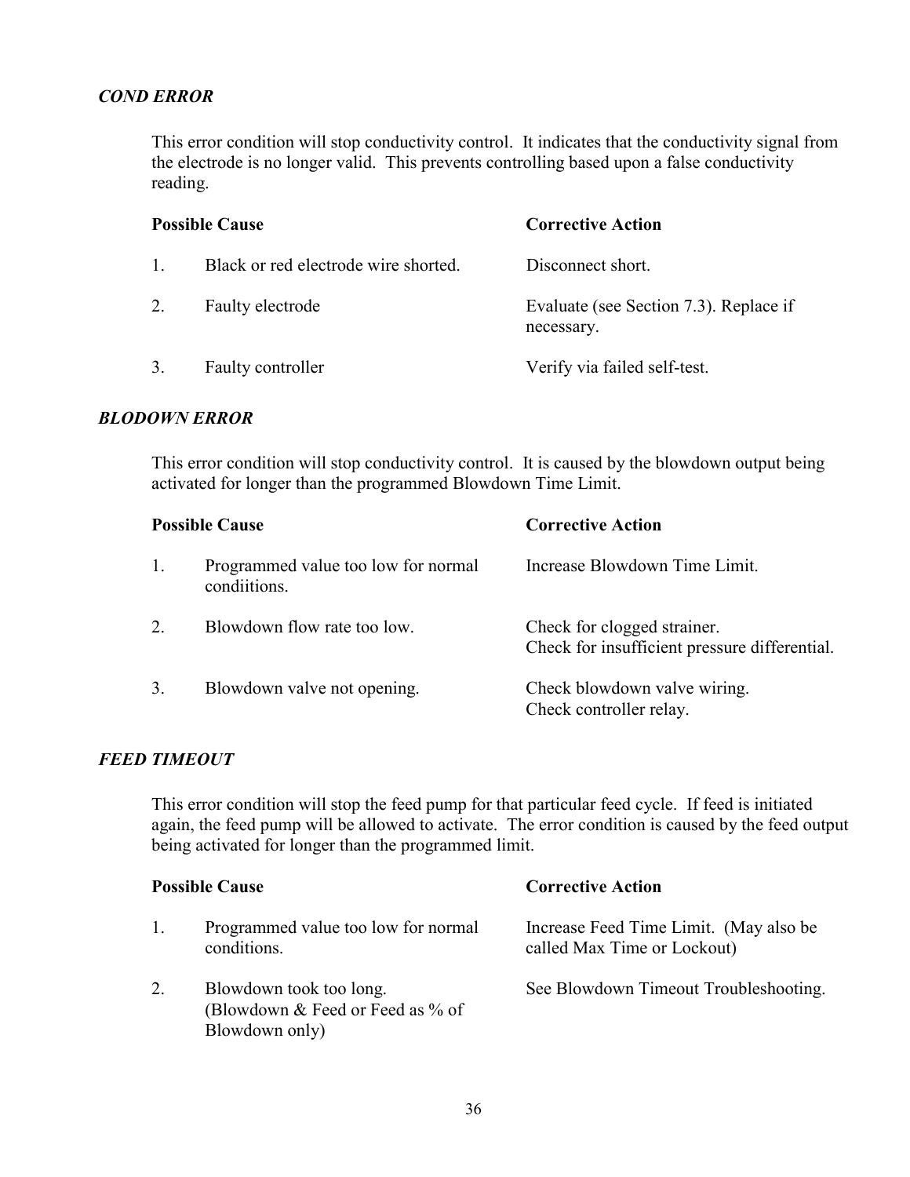### *COND ERROR*

This error condition will stop conductivity control. It indicates that the conductivity signal from the electrode is no longer valid. This prevents controlling based upon a false conductivity reading.

| | Possible Cause | Corrective Action |
|---|---|---|
| 1. | Black or red electrode wire shorted. | Disconnect short. |
| 2. | Faulty electrode | Evaluate (see Section 7.3). Replace if necessary. |
| 3. | Faulty controller | Verify via failed self-test. |

### *BLODOWN ERROR*

This error condition will stop conductivity control. It is caused by the blowdown output being activated for longer than the programmed Blowdown Time Limit.

| | Possible Cause | Corrective Action |
|---|---|---|
| 1. | Programmed value too low for normal condiitions. | Increase Blowdown Time Limit. |
| 2. | Blowdown flow rate too low. | Check for clogged strainer.<br>Check for insufficient pressure differential. |
| 3. | Blowdown valve not opening. | Check blowdown valve wiring.<br>Check controller relay. |

### *FEED TIMEOUT*

This error condition will stop the feed pump for that particular feed cycle. If feed is initiated again, the feed pump will be allowed to activate. The error condition is caused by the feed output being activated for longer than the programmed limit.

| | Possible Cause | Corrective Action |
|---|---|---|
| 1. | Programmed value too low for normal conditions. | Increase Feed Time Limit. (May also be called Max Time or Lockout) |
| 2. | Blowdown took too long.<br>(Blowdown & Feed or Feed as % of Blowdown only) | See Blowdown Timeout Troubleshooting. |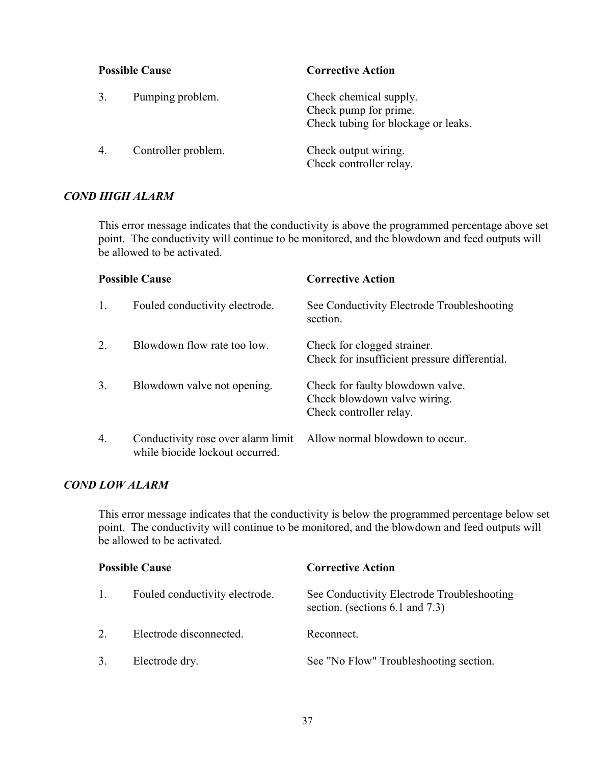| | Possible Cause | Corrective Action |
|---|---|---|
| 3. | Pumping problem. | Check chemical supply.<br>Check pump for prime.<br>Check tubing for blockage or leaks. |
| 4. | Controller problem. | Check output wiring.<br>Check controller relay. |

***COND HIGH ALARM***

This error message indicates that the conductivity is above the programmed percentage above set point. The conductivity will continue to be monitored, and the blowdown and feed outputs will be allowed to be activated.

| | Possible Cause | Corrective Action |
|---|---|---|
| 1. | Fouled conductivity electrode. | See Conductivity Electrode Troubleshooting section. |
| 2. | Blowdown flow rate too low. | Check for clogged strainer.<br>Check for insufficient pressure differential. |
| 3. | Blowdown valve not opening. | Check for faulty blowdown valve.<br>Check blowdown valve wiring.<br>Check controller relay. |
| 4. | Conductivity rose over alarm limit while biocide lockout occurred. | Allow normal blowdown to occur. |

***COND LOW ALARM***

This error message indicates that the conductivity is below the programmed percentage below set point. The conductivity will continue to be monitored, and the blowdown and feed outputs will be allowed to be activated.

| | Possible Cause | Corrective Action |
|---|---|---|
| 1. | Fouled conductivity electrode. | See Conductivity Electrode Troubleshooting section. (sections 6.1 and 7.3) |
| 2. | Electrode disconnected. | Reconnect. |
| 3. | Electrode dry. | See "No Flow" Troubleshooting section. |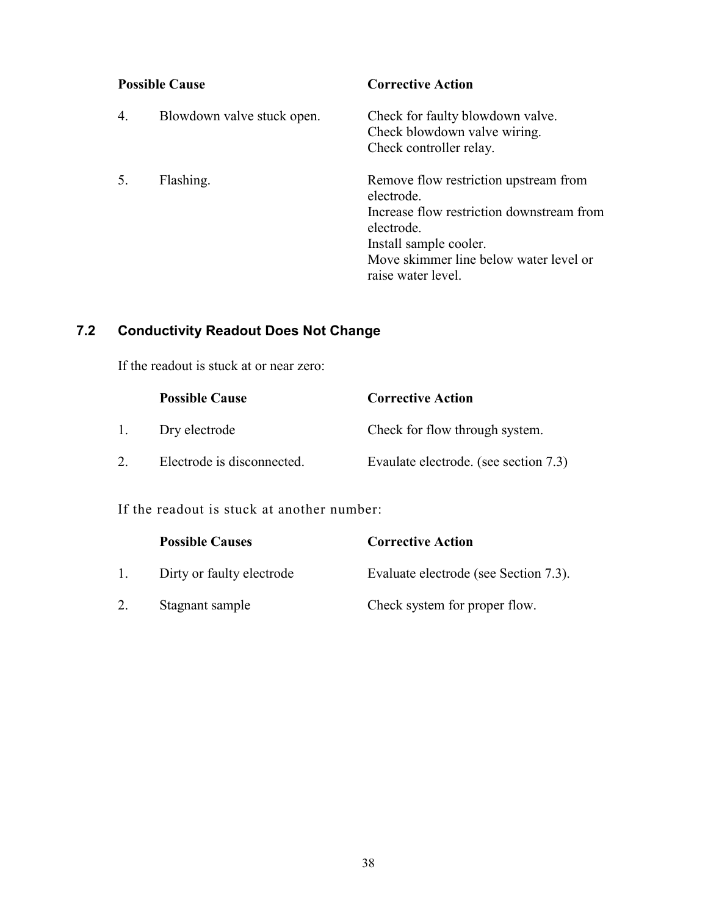| | Possible Cause | Corrective Action |
|---|---|---|
| 4. | Blowdown valve stuck open. | Check for faulty blowdown valve.<br>Check blowdown valve wiring.<br>Check controller relay. |
| 5. | Flashing. | Remove flow restriction upstream from electrode.<br>Increase flow restriction downstream from electrode.<br>Install sample cooler.<br>Move skimmer line below water level or raise water level. |

## 7.2 Conductivity Readout Does Not Change

If the readout is stuck at or near zero:

| | Possible Cause | Corrective Action |
|---|---|---|
| 1. | Dry electrode | Check for flow through system. |
| 2. | Electrode is disconnected. | Evaulate electrode. (see section 7.3) |

If the readout is stuck at another number:

| | Possible Causes | Corrective Action |
|---|---|---|
| 1. | Dirty or faulty electrode | Evaluate electrode (see Section 7.3). |
| 2. | Stagnant sample | Check system for proper flow. |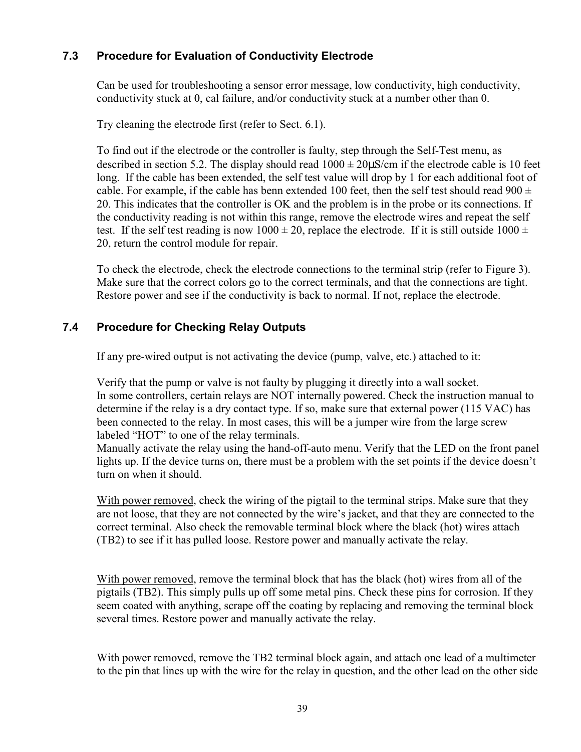## 7.3 Procedure for Evaluation of Conductivity Electrode

Can be used for troubleshooting a sensor error message, low conductivity, high conductivity, conductivity stuck at 0, cal failure, and/or conductivity stuck at a number other than 0.

Try cleaning the electrode first (refer to Sect. 6.1).

To find out if the electrode or the controller is faulty, step through the Self-Test menu, as described in section 5.2. The display should read 1000 ± 20µS/cm if the electrode cable is 10 feet long. If the cable has been extended, the self test value will drop by 1 for each additional foot of cable. For example, if the cable has benn extended 100 feet, then the self test should read 900 ± 20. This indicates that the controller is OK and the problem is in the probe or its connections. If the conductivity reading is not within this range, remove the electrode wires and repeat the self test. If the self test reading is now 1000 ± 20, replace the electrode. If it is still outside 1000 ± 20, return the control module for repair.

To check the electrode, check the electrode connections to the terminal strip (refer to Figure 3). Make sure that the correct colors go to the correct terminals, and that the connections are tight. Restore power and see if the conductivity is back to normal. If not, replace the electrode.

## 7.4 Procedure for Checking Relay Outputs

If any pre-wired output is not activating the device (pump, valve, etc.) attached to it:

Verify that the pump or valve is not faulty by plugging it directly into a wall socket.
In some controllers, certain relays are NOT internally powered. Check the instruction manual to determine if the relay is a dry contact type. If so, make sure that external power (115 VAC) has been connected to the relay. In most cases, this will be a jumper wire from the large screw labeled "HOT" to one of the relay terminals.
Manually activate the relay using the hand-off-auto menu. Verify that the LED on the front panel lights up. If the device turns on, there must be a problem with the set points if the device doesn't turn on when it should.

With power removed, check the wiring of the pigtail to the terminal strips. Make sure that they are not loose, that they are not connected by the wire's jacket, and that they are connected to the correct terminal. Also check the removable terminal block where the black (hot) wires attach (TB2) to see if it has pulled loose. Restore power and manually activate the relay.

With power removed, remove the terminal block that has the black (hot) wires from all of the pigtails (TB2). This simply pulls up off some metal pins. Check these pins for corrosion. If they seem coated with anything, scrape off the coating by replacing and removing the terminal block several times. Restore power and manually activate the relay.

With power removed, remove the TB2 terminal block again, and attach one lead of a multimeter to the pin that lines up with the wire for the relay in question, and the other lead on the other side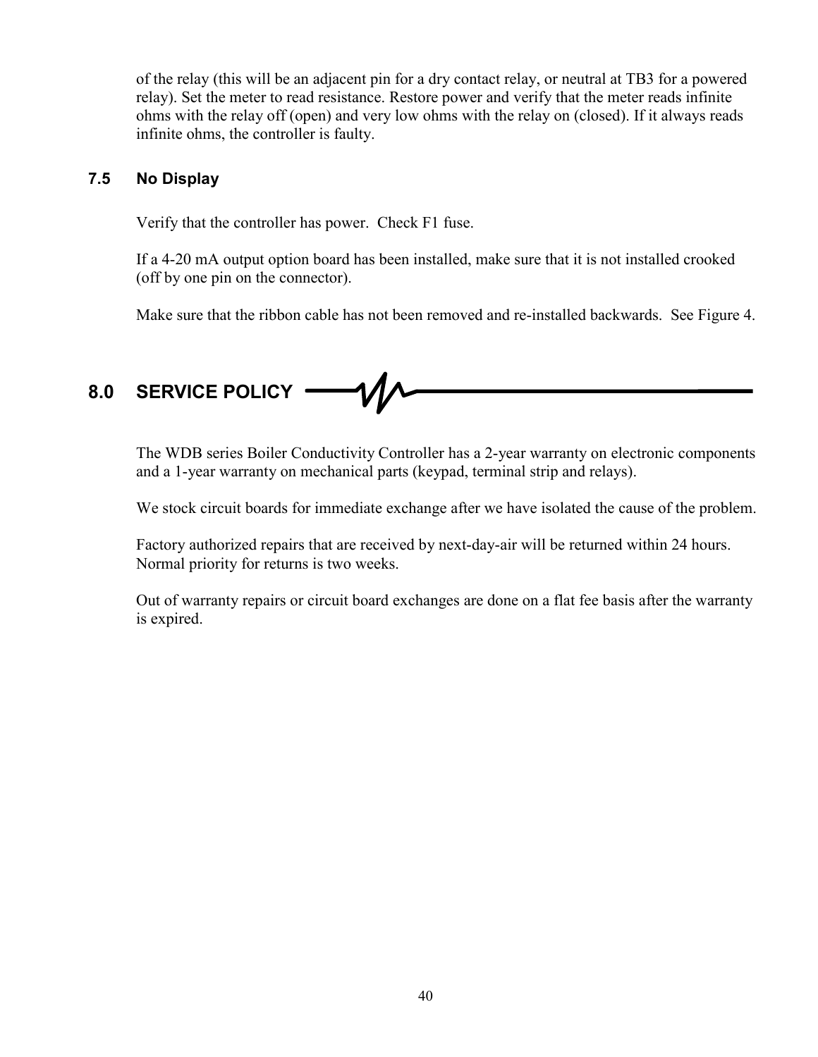of the relay (this will be an adjacent pin for a dry contact relay, or neutral at TB3 for a powered relay). Set the meter to read resistance. Restore power and verify that the meter reads infinite ohms with the relay off (open) and very low ohms with the relay on (closed). If it always reads infinite ohms, the controller is faulty.

### 7.5 No Display

Verify that the controller has power. Check F1 fuse.

If a 4-20 mA output option board has been installed, make sure that it is not installed crooked (off by one pin on the connector).

Make sure that the ribbon cable has not been removed and re-installed backwards. See Figure 4.

## 8.0 SERVICE POLICY

The WDB series Boiler Conductivity Controller has a 2-year warranty on electronic components and a 1-year warranty on mechanical parts (keypad, terminal strip and relays).

We stock circuit boards for immediate exchange after we have isolated the cause of the problem.

Factory authorized repairs that are received by next-day-air will be returned within 24 hours. Normal priority for returns is two weeks.

Out of warranty repairs or circuit board exchanges are done on a flat fee basis after the warranty is expired.